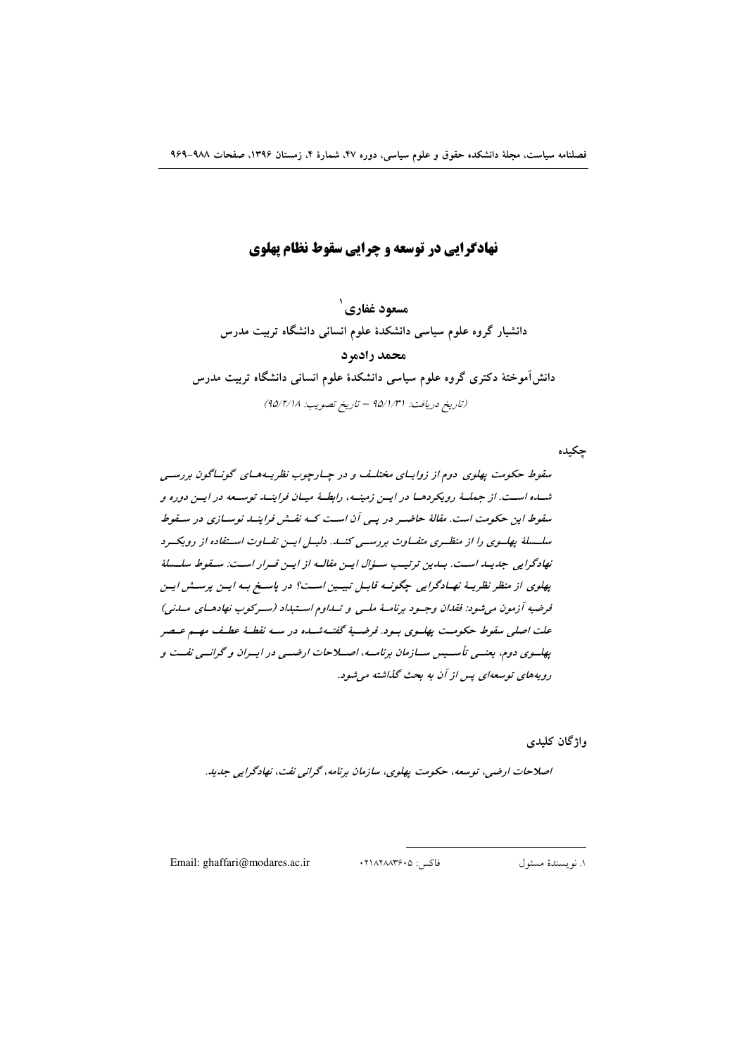# نهادگرایی در توسعه و چرایی سقوط نظام پهلوی

**مسعود غفاری**[1]

**دانشیار گروه علوم سیاسی دانشکدۀ علوم انسانی دانشگاه تربیت مدرس**

**محمد رادمرد**

**دانش‌آموختۀ دکتری گروه علوم سیاسی دانشکدۀ علوم انسانی دانشگاه تربیت مدرس**

(تاریخ دریافت: ۹۵/۱/۳۱ – تاریخ تصویب: ۹۵/۲/۱۸)

## چکیده

*سقوط حکومت پهلوی دوم از زوایای مختلف و در چارچوب نظریه‌های گوناگون بررسی شده است. از جملۀ رویکردها در این زمینه، رابطۀ میان فرایند توسعه در این دوره و سقوط این حکومت است. مقالۀ حاضر در پی آن است که نقش فرایند نوسازی در سقوط سلسلۀ پهلوی را از منظری متفاوت بررسی کند. دلیل این تفاوت استفاده از رویکرد نهادگرایی جدید است. بدین ترتیب سؤال این مقاله از این قرار است: سقوط سلسلۀ پهلوی از منظر نظریۀ نهادگرایی چگونه قابل تبیین است؟ در پاسخ به این پرسش این فرضیه آزمون می‌شود: فقدان وجود برنامۀ ملی و تداوم استبداد (سرکوب نهادهای مدنی) علت اصلی سقوط حکومت پهلوی بود. فرضیۀ گفته‌شده در سه نقطۀ عطف مهم عصر پهلوی دوم، یعنی تأسیس سازمان برنامه، اصلاحات ارضی در ایران و گرانی نفت و رویه‌های توسعه‌ای پس از آن به بحث گذاشته می‌شود.*

## واژگان کلیدی

*اصلاحات ارضی، توسعه، حکومت پهلوی، سازمان برنامه، گرانی نفت، نهادگرایی جدید.*

---

۱. نویسندۀ مسئول &nbsp;&nbsp;&nbsp; فاکس: ۰۲۱۸۲۸۸۳۶۰۵ &nbsp;&nbsp;&nbsp; Email: ghaffari@modares.ac.ir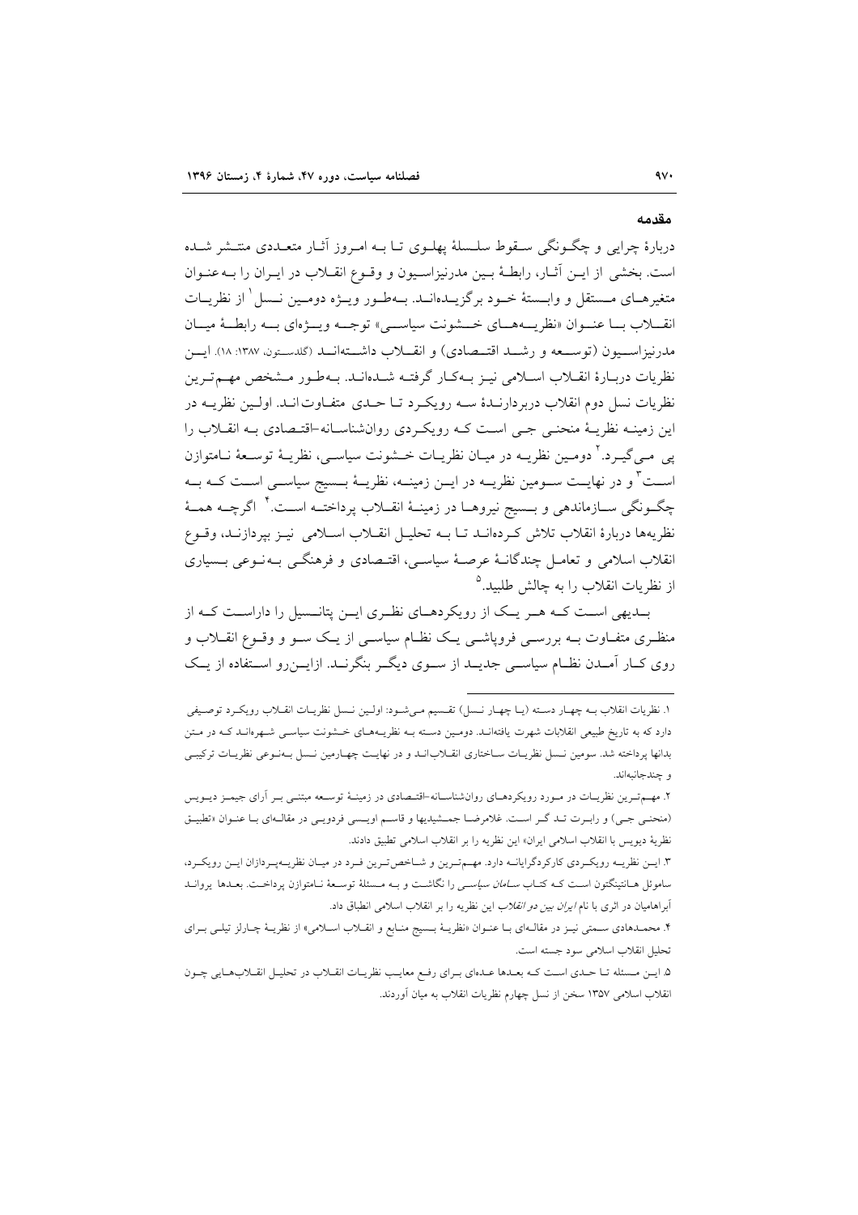## مقدمه

دربارهٔ چرایی و چگونگی سقوط سلسلهٔ پهلوی تا به امروز آثار متعددی منتشر شده است. بخشی از این آثار، رابطهٔ بین مدرنیزاسیون و وقوع انقلاب در ایران را به‌عنوان متغیرهای مستقل و وابستهٔ خود برگزیده‌اند. به‌طور ویژه دومین نسل[1] از نظریات انقلاب با عنوان «نظریه‌های خشونت سیاسی» توجه ویژه‌ای به رابطهٔ میان مدرنیزاسیون (توسعه و رشد اقتصادی) و انقلاب داشته‌اند (گلدستون، ۱۳۸۷: ۱۸). این نظریات دربارهٔ انقلاب اسلامی نیز به‌کار گرفته شده‌اند. به‌طور مشخص مهم‌ترین نظریات نسل دوم انقلاب دربردارندهٔ سه رویکرد تا حدی متفاوت‌اند. اولین نظریه در این زمینه نظریهٔ منحنی جی است که رویکردی روان‌شناسانه-اقتصادی به انقلاب را پی می‌گیرد.[2] دومین نظریه در میان نظریات خشونت سیاسی، نظریهٔ توسعهٔ نامتوازن است[3] و در نهایت سومین نظریه در این زمینه، نظریهٔ بسیج سیاسی است که به چگونگی سازماندهی و بسیج نیروها در زمینهٔ انقلاب پرداخته است.[4] اگرچه همهٔ نظریه‌ها دربارهٔ انقلاب تلاش کرده‌اند تا به تحلیل انقلاب اسلامی نیز بپردازند، وقوع انقلاب اسلامی و تعامل چندگانهٔ عرصهٔ سیاسی، اقتصادی و فرهنگی به‌نوعی بسیاری از نظریات انقلاب را به چالش طلبید.[5]

بدیهی است که هر یک از رویکردهای نظری این پتانسیل را داراست که از منظری متفاوت به بررسی فروپاشی یک نظام سیاسی از یک سو و وقوع انقلاب و روی کار آمدن نظام سیاسی جدید از سوی دیگر بنگرند. ازاین‌رو استفاده از یک

---

۱. نظریات انقلاب به چهار دسته (یا چهار نسل) تقسیم می‌شود: اولین نسل نظریات انقلاب رویکرد توصیفی دارد که به تاریخ طبیعی انقلابات شهرت یافته‌اند. دومین دسته به نظریه‌های خشونت سیاسی شهره‌اند که در متن بدانها پرداخته شد. سومین نسل نظریات ساختاری انقلاب‌اند و در نهایت چهارمین نسل به‌نوعی نظریات ترکیبی و چندجانبه‌اند.

۲. مهم‌ترین نظریات در مورد رویکردهای روان‌شناسانه-اقتصادی در زمینهٔ توسعه مبتنی بر آرای جیمز دیویس (منحنی جی) و رابرت تد گر است. غلامرضا جمشیدیها و قاسم اویسی فردویی در مقاله‌ای با عنوان «تطبیق نظریهٔ دیویس با انقلاب اسلامی ایران» این نظریه را بر انقلاب اسلامی تطبیق دادند.

۳. این نظریه رویکردی کارکردگرایانه دارد. مهم‌ترین و شاخص‌ترین فرد در میان نظریه‌پردازان این رویکرد، ساموئل هانتینگتون است که کتاب *سامان سیاسی* را نگاشت و به مسئلهٔ توسعهٔ نامتوازن پرداخت. بعدها یرواند آبراهامیان در اثری با نام *ایران بین دو انقلاب* این نظریه را بر انقلاب اسلامی انطباق داد.

۴. محمدهادی سمتی نیز در مقاله‌ای با عنوان «نظریهٔ بسیج منابع و انقلاب اسلامی» از نظریهٔ چارلز تیلی برای تحلیل انقلاب اسلامی سود جسته است.

۵. این مسئله تا حدی است که بعدها عده‌ای برای رفع معایب نظریات انقلاب در تحلیل انقلاب‌هایی چون انقلاب اسلامی ۱۳۵۷ سخن از نسل چهارم نظریات انقلاب به میان آوردند.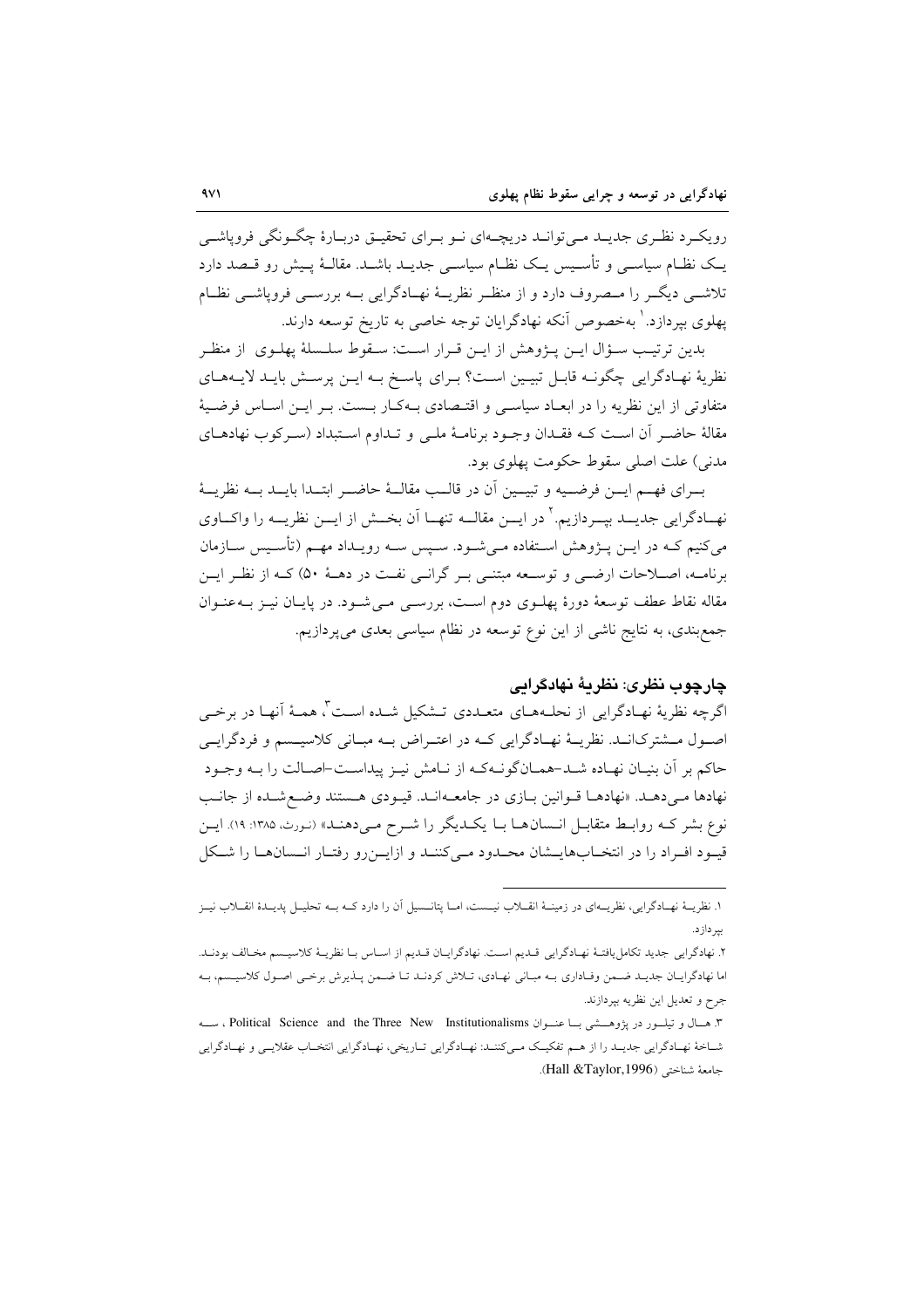رویکـرد نظـری جدیـد مـی‌توانـد دریچـه‌ای نـو بـرای تحقیـق دربـارهٔ چگـونگی فروپاشـی یـک نظـام سیاسـی و تأسـیس یـک نظـام سیاسـی جدیـد باشـد. مقالـهٔ پـیش رو قـصد دارد تلاشـی دیگـر را مـصروف دارد و از منظـر نظریـهٔ نهـادگرایی بـه بررسـی فروپاشـی نظـام پهلوی بپردازد.[1] به‌خصوص آنکه نهادگرایان توجه خاصی به تاریخ توسعه دارند.

بدین ترتیب سـؤال ایـن پـژوهش از ایـن قـرار اسـت: سـقوط سلـسلهٔ پهلـوی از منظـر نظریهٔ نهـادگرایی چگونـه قابـل تبیـین اسـت؟ بـرای پاسـخ بـه ایـن پرسـش بایـد لایـه‌هـای متفاوتی از این نظریه را در ابعـاد سیاسـی و اقتـصادی بـه‌کـار بـست. بـر ایـن اسـاس فرضـیهٔ مقالهٔ حاضـر آن اسـت کـه فقـدان وجـود برنامـهٔ ملـی و تـداوم اسـتبداد (سـرکوب نهادهـای مدنی) علت اصلی سقوط حکومت پهلوی بود.

بـرای فهـم ایـن فرضـیه و تبیـین آن در قالـب مقالـهٔ حاضـر ابتـدا بایـد بـه نظریـهٔ نهـادگرایی جدیـد بپـردازیم.[2] در ایـن مقالـه تنهـا آن بخـش از ایـن نظریـه را واکـاوی می‌کنیم کـه در ایـن پـژوهش اسـتفاده مـی‌شـود. سـپس سـه رویـداد مهـم (تأسـیس سـازمان برنامـه، اصـلاحات ارضـی و توسـعه مبتنـی بـر گرانـی نفـت در دهـهٔ ۵۰) کـه از نظـر ایـن مقاله نقاط عطف توسعهٔ دورهٔ پهلـوی دوم اسـت، بررسـی مـی‌شـود. در پایـان نیـز بـه‌عنـوان جمع‌بندی، به نتایج ناشی از این نوع توسعه در نظام سیاسی بعدی می‌پردازیم.

## چارچوب نظری: نظریهٔ نهادگرایی

اگرچه نظریهٔ نهـادگرایی از نحلـه‌هـای متعـددی تـشکیل شـده اسـت[3]، همـهٔ آنهـا در برخـی اصـول مـشترک‌انـد. نظریـهٔ نهـادگرایی کـه در اعتـراض بـه مبـانی کلاسیـسم و فردگرایـی حاکم بر آن بنیـان نهـاده شـد–همـان‌گونـه‌کـه از نـامش نیـز پیداسـت–اصـالت را بـه وجـود نهادها مـی‌دهـد. «نهادهـا قـوانین بـازی در جامعـه‌انـد. قیـودی هـستند وضـع‌شـده از جانـب نوع بشر کـه روابـط متقابـل انـسان‌هـا بـا یکـدیگر را شـرح مـی‌دهنـد» (نورث، ۱۳۸۵: ۱۹). ایـن قیـود افـراد را در انتخـاب‌هایـشان محـدود مـی‌کننـد و ازایـن‌رو رفتـار انـسان‌هـا را شـکل

---

۱. نظریـهٔ نهـادگرایی، نظریـه‌ای در زمینـهٔ انقـلاب نیـست، امـا پتانـسیل آن را دارد کـه بـه تحلیـل پدیـدهٔ انقـلاب نیـز بپردازد.

۲. نهادگرایی جدید تکامل‌یافتهٔ نهـادگرایی قـدیم اسـت. نهادگرایـان قـدیم از اسـاس بـا نظریـهٔ کلاسیـسم مخـالف بودنـد. اما نهادگرایـان جدیـد ضـمن وفـاداری بـه مبـانی نهـادی، تـلاش کردنـد تـا ضـمن پـذیرش برخـی اصـول کلاسیـسم، بـه جرح و تعدیل این نظریه بپردازند.

۳. هـال و تیلـور در پژوهـشی بـا عنـوان Political Science and the Three New Institutionalisms، سـه شـاخهٔ نهـادگرایی جدیـد را از هـم تفکیـک مـی‌کننـد: نهـادگرایی تـاریخی، نهـادگرایی انتخـاب عقلایـی و نهـادگرایی جامعهٔ شناختی (Hall &Taylor,1996).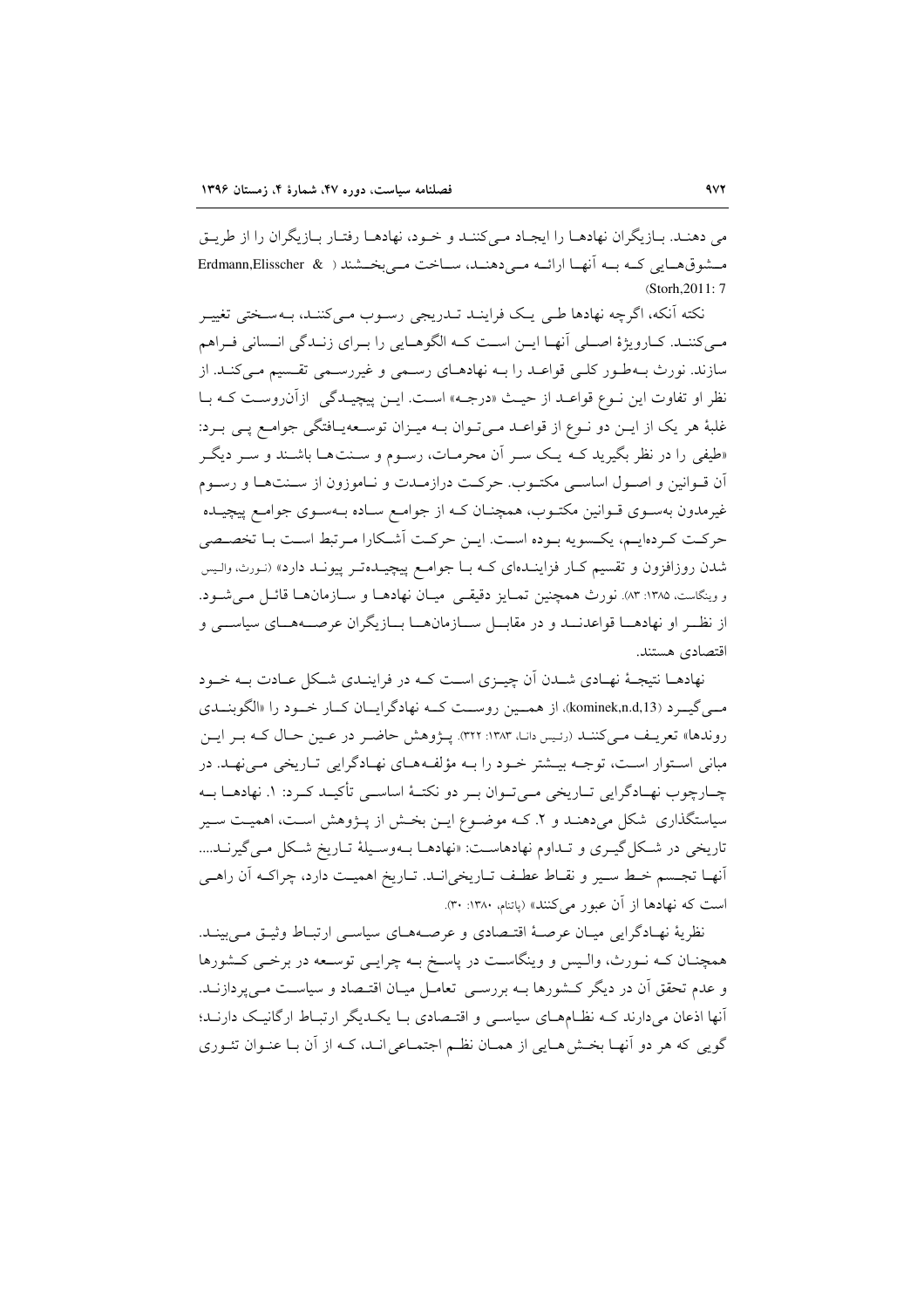می دهند. بازیگران نهادها را ایجاد می‌کنند و خود، نهادها رفتار بازیگران را از طریق مشوق‌هایی که به آنها ارائه می‌دهند، ساخت می‌بخشند ( Erdmann,Elisscher & Storh,2011: 7)

نکته آنکه، اگرچه نهادها طی یک فرایند تدریجی رسوب می‌کنند، به‌سختی تغییر می‌کنند. کارویژهٔ اصلی آنها این است که الگوهایی را برای زندگی انسانی فراهم سازند. نورث به‌طور کلی قواعد را به نهادهای رسمی و غیررسمی تقسیم می‌کند. از نظر او تفاوت این نوع قواعد از حیث «درجه» است. این پیچیدگی ازآن‌روست که با غلبهٔ هر یک از این دو نوع از قواعد می‌توان به میزان توسعه‌یافتگی جوامع پی برد: «طیفی را در نظر بگیرید که یک سر آن محرمات، رسوم و سنت‌ها باشند و سر دیگر آن قوانین و اصول اساسی مکتوب. حرکت درازمدت و ناموزون از سنت‌ها و رسوم غیرمدون به‌سوی قوانین مکتوب، همچنان که از جوامع ساده به‌سوی جوامع پیچیده حرکت کرده‌ایم، یکسویه بوده است. این حرکت آشکارا مرتبط است با تخصصی شدن روزافزون و تقسیم کار فرایندهای که با جوامع پیچیده‌تر پیوند دارد» (نورث، والیس و وینگاست، ۱۳۸۵: ۸۳). نورث همچنین تمایز دقیقی میان نهادها و سازمان‌ها قائل می‌شود. از نظر او نهادها قواعدند و در مقابل سازمان‌ها بازیگران عرصه‌های سیاسی و اقتصادی هستند.

نهادها نتیجهٔ نهادی شدن آن چیزی است که در فرایندی شکل عادت به خود می‌گیرد (kominek,n.d,13)، از همین روست که نهادگرایان کار خود را «الگوبندی روندها» تعریف می‌کنند (رئیس دانا، ۱۳۸۳: ۳۲۲). پژوهش حاضر در عین حال که بر این مبانی استوار است، توجه بیشتر خود را به مؤلفه‌های نهادگرایی تاریخی می‌نهد. در چارچوب نهادگرایی تاریخی می‌توان بر دو نکتهٔ اساسی تأکید کرد: ۱. نهادها به سیاستگذاری شکل می‌دهند و ۲. که موضوع این بخش از پژوهش است، اهمیت سیر تاریخی در شکل‌گیری و تداوم نهادهاست: «نهادها به‌وسیلهٔ تاریخ شکل می‌گیرند.... آنها تجسم خط سیر و نقاط عطف تاریخی‌اند. تاریخ اهمیت دارد، چراکه آن راهی است که نهادها از آن عبور می‌کنند» (پاتنام، ۱۳۸۰: ۳۰).

نظریهٔ نهادگرایی میان عرصهٔ اقتصادی و عرصه‌های سیاسی ارتباط وثیق می‌بیند. همچنان که نورث، والیس و وینگاست در پاسخ به چرایی توسعه در برخی کشورها و عدم تحقق آن در دیگر کشورها به بررسی تعامل میان اقتصاد و سیاست می‌پردازند. آنها اذعان می‌دارند که نظام‌های سیاسی و اقتصادی با یکدیگر ارتباط ارگانیک دارند؛ گویی که هر دو آنها بخش‌هایی از همان نظم اجتماعی‌اند، که از آن با عنوان تئوری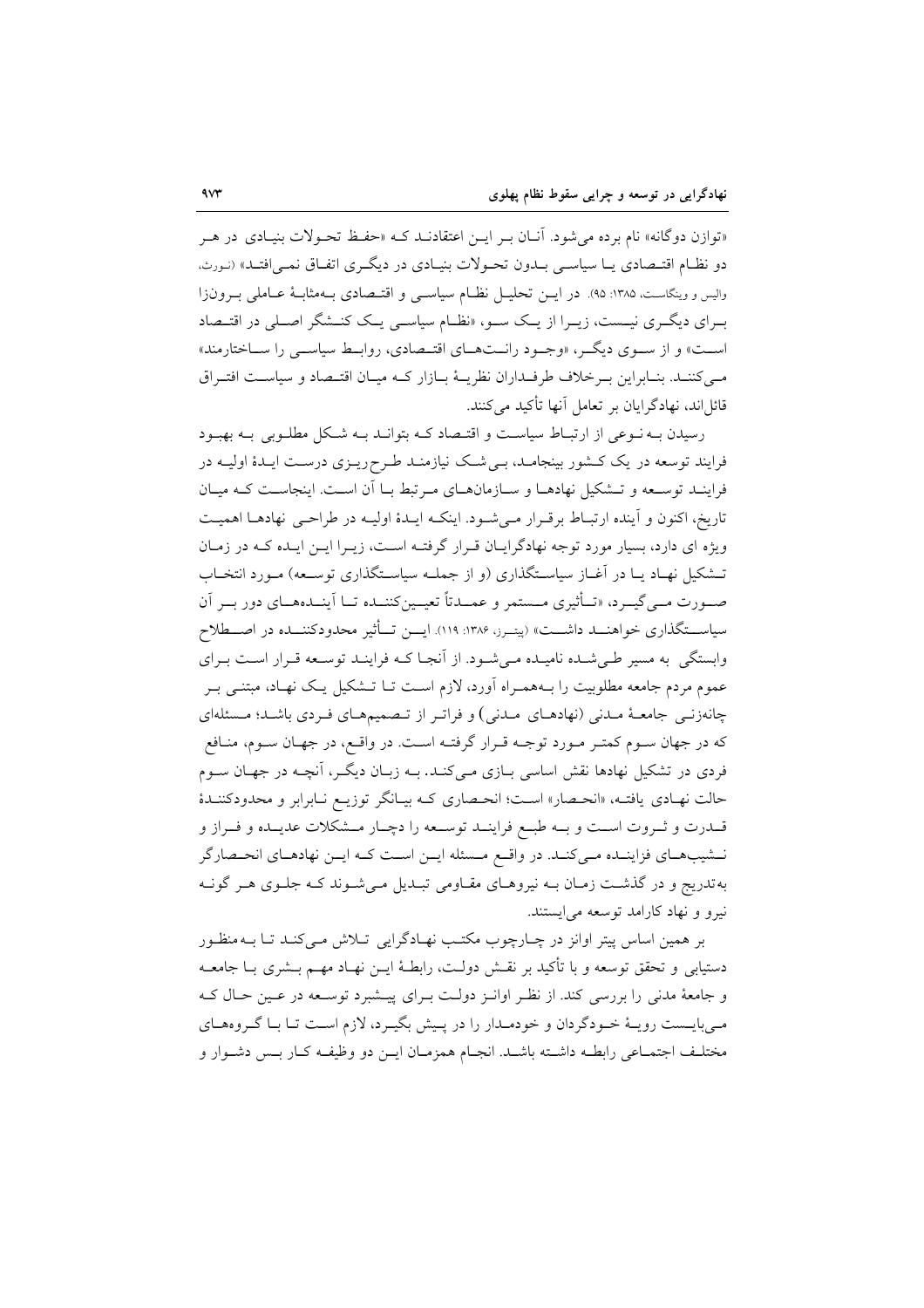«توازن دوگانه» نام برده می‌شود. آنان بر این اعتقادند که «حفظ تحولات بنیادی در هر دو نظام اقتصادی یا سیاسی بدون تحولات بنیادی در دیگری اتفاق نمی‌افتد» (نورث، والیس و وینگاست، ۱۳۸۵: ۹۵). در این تحلیل نظام سیاسی و اقتصادی به‌مثابهٔ عاملی برون‌زا برای دیگری نیست، زیرا از یک سو، «نظام سیاسی یک کنشگر اصلی در اقتصاد است» و از سوی دیگر، «وجود رانت‌های اقتصادی، روابط سیاسی را ساختارمند» می‌کنند. بنابراین برخلاف طرفداران نظریهٔ بازار که میان اقتصاد و سیاست افتراق قائل‌اند، نهادگرایان بر تعامل آنها تأکید می‌کنند.

رسیدن به نوعی از ارتباط سیاست و اقتصاد که بتواند به شکل مطلوبی به بهبود فرایند توسعه در یک کشور بینجامد، بی‌شک نیازمند طرح‌ریزی درست ایدهٔ اولیه در فرایند توسعه و تشکیل نهادها و سازمان‌های مرتبط با آن است. اینجاست که میان تاریخ، اکنون و آینده ارتباط برقرار می‌شود. اینکه ایدهٔ اولیه در طراحی نهادها اهمیت ویژه ای دارد، بسیار مورد توجه نهادگرایان قرار گرفته است، زیرا این ایده که در زمان تشکیل نهاد یا در آغاز سیاستگذاری (و از جمله سیاستگذاری توسعه) مورد انتخاب صورت می‌گیرد، «تأثیری مستمر و عمدتاً تعیین‌کننده تا آینده‌های دور بر آن سیاستگذاری خواهند داشت» (پیترز، ۱۳۸۶: ۱۱۹). این تأثیر محدودکننده در اصطلاح وابستگی به مسیر طی‌شده نامیده می‌شود. از آنجا که فرایند توسعه قرار است برای عموم مردم جامعه مطلوبیت را به‌همراه آورد، لازم است تا تشکیل یک نهاد، مبتنی بر چانه‌زنی جامعهٔ مدنی (نهادهای مدنی) و فراتر از تصمیم‌های فردی باشد؛ مسئله‌ای که در جهان سوم کمتر مورد توجه قرار گرفته است. در واقع، در جهان سوم، منافع فردی در تشکیل نهادها نقش اساسی بازی می‌کند. به زبان دیگر، آنچه در جهان سوم حالت نهادی یافته، «انحصار» است؛ انحصاری که بیانگر توزیع نابرابر و محدودکنندهٔ قدرت و ثروت است و به طبع فرایند توسعه را دچار مشکلات عدیده و فراز و نشیب‌های فزاینده می‌کند. در واقع مسئله این است که این نهادهای انحصارگر به‌تدریج و در گذشت زمان به نیروهای مقاومی تبدیل می‌شوند که جلوی هر گونه نیرو و نهاد کارامد توسعه می‌ایستند.

بر همین اساس پیتر اوانز در چارچوب مکتب نهادگرایی تلاش می‌کند تا به‌منظور دستیابی و تحقق توسعه و با تأکید بر نقش دولت، رابطهٔ این نهاد مهم بشری با جامعه و جامعهٔ مدنی را بررسی کند. از نظر اوانز دولت برای پیشبرد توسعه در عین حال که می‌بایست رویهٔ خودگردان و خودمدار را در پیش بگیرد، لازم است تا با گروه‌های مختلف اجتماعی رابطه داشته باشد. انجام همزمان این دو وظیفه کار بس دشوار و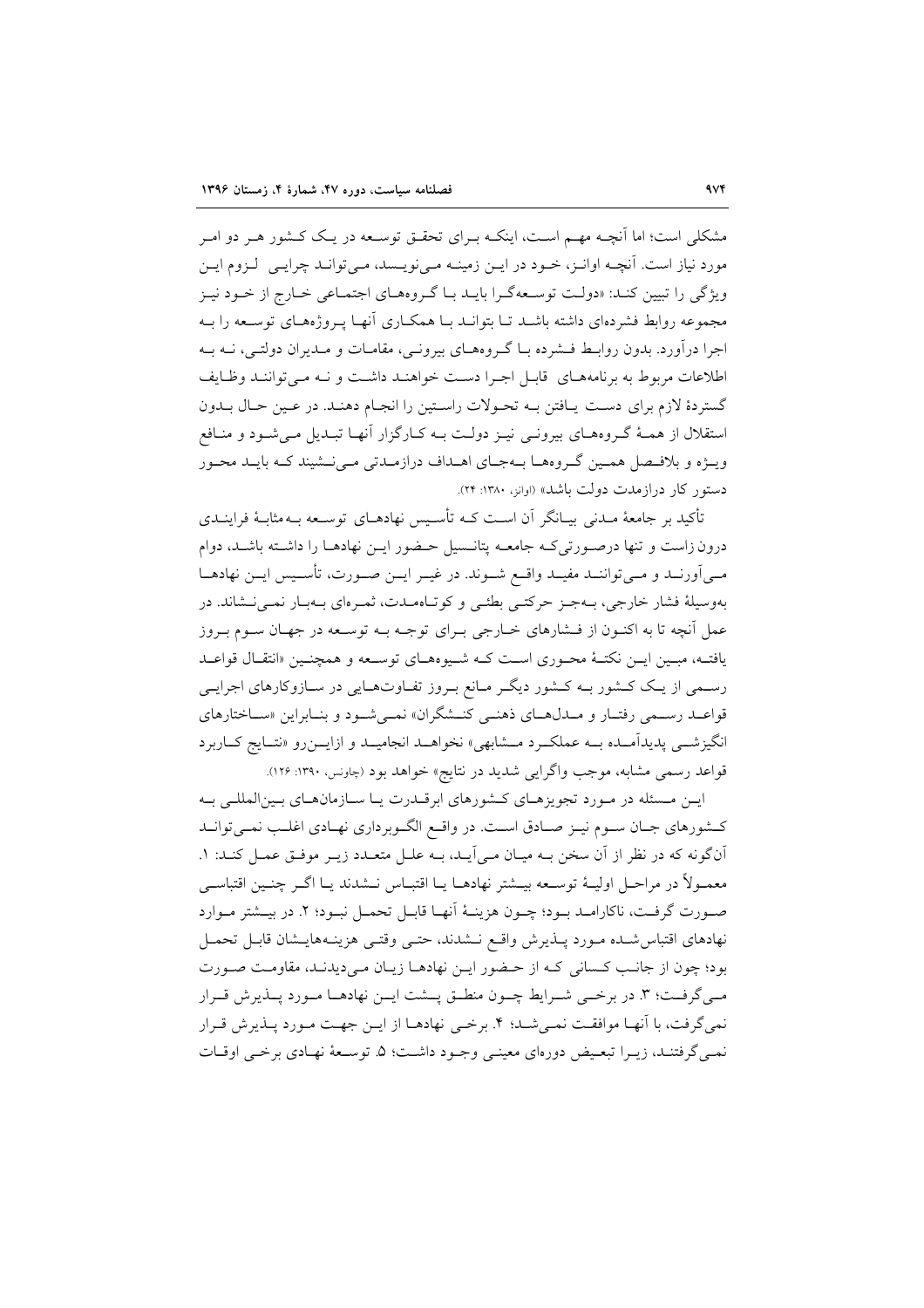مشکلی است؛ اما آنچه مهم است، اینکه برای تحقق توسعه در یک کشور هر دو امر مورد نیاز است. آنچه اوانز، خود در این زمینه می‌نویسد، می‌تواند چرایی لزوم این ویژگی را تبیین کند: «دولت توسعه‌گرا باید با گروه‌های اجتماعی خارج از خود نیز مجموعه روابط فشرده‌ای داشته باشد تا بتواند با همکاری آنها پروژه‌های توسعه را به اجرا درآورد. بدون روابط فشرده با گروه‌های بیرونی، مقامات و مدیران دولتی، نه به اطلاعات مربوط به برنامه‌های قابل اجرا دست خواهند داشت و نه می‌توانند وظایف گستردهٔ لازم برای دست یافتن به تحولات راستین را انجام دهند. در عین حال بدون استقلال از همهٔ گروه‌های بیرونی نیز دولت به کارگزار آنها تبدیل می‌شود و منافع ویژه و بلافصل همین گروه‌ها به‌جای اهداف درازمدتی می‌نشیند که باید محور دستور کار درازمدت دولت باشد» (اوانز، ۱۳۸۰: ۲۴).

تأکید بر جامعهٔ مدنی بیانگر آن است که تأسیس نهادهای توسعه به‌مثابهٔ فرایندی درون‌زاست و تنها درصورتی‌که جامعه پتانسیل حضور این نهادها را داشته باشد، دوام می‌آورند و می‌توانند مفید واقع شوند. در غیر این صورت، تأسیس این نهادها به‌وسیلهٔ فشار خارجی، به‌جز حرکتی بطئی و کوتاه‌مدت، ثمره‌ای به‌بار نمی‌نشاند. در عمل آنچه تا به اکنون از فشارهای خارجی برای توجه به توسعه در جهان سوم بروز یافته، مبین این نکتهٔ محوری است که شیوه‌های توسعه و همچنین «انتقال قواعد رسمی از یک کشور به کشور دیگر مانع بروز تفاوت‌هایی در سازوکارهای اجرایی قواعد رسمی رفتار و مدل‌های ذهنی کنشگران» نمی‌شود و بنابراین «ساختارهای انگیزشی پدیدآمده به عملکرد مشابهی» نخواهد انجامید و ازاین‌رو «نتایج کاربرد قواعد رسمی مشابه، موجب واگرایی شدید در نتایج» خواهد بود (چاونس، ۱۳۹۰: ۱۲۶).

این مسئله در مورد تجویزهای کشورهای ابرقدرت یا سازمان‌های بین‌المللی به کشورهای جهان سوم نیز صادق است. در واقع الگوبرداری نهادی اغلب نمی‌تواند آن‌گونه که در نظر از آن سخن به میان می‌آید، به علل متعدد زیر موفق عمل کند: ۱. معمولاً در مراحل اولیهٔ توسعه بیشتر نهادها یا اقتباس نشدند یا اگر چنین اقتباسی صورت گرفت، ناکارامد بود؛ چون هزینهٔ آنها قابل تحمل نبود؛ ۲. در بیشتر موارد نهادهای اقتباس‌شده مورد پذیرش واقع نشدند، حتی وقتی هزینه‌هایشان قابل تحمل بود؛ چون از جانب کسانی که از حضور این نهادها زیان می‌دیدند، مقاومت صورت می‌گرفت؛ ۳. در برخی شرایط چون منطق پشت این نهادها مورد پذیرش قرار نمی‌گرفت، با آنها موافقت نمی‌شد؛ ۴. برخی نهادها از این جهت مورد پذیرش قرار نمی‌گرفتند، زیرا تبعیض دوره‌ای معینی وجود داشت؛ ۵. توسعهٔ نهادی برخی اوقات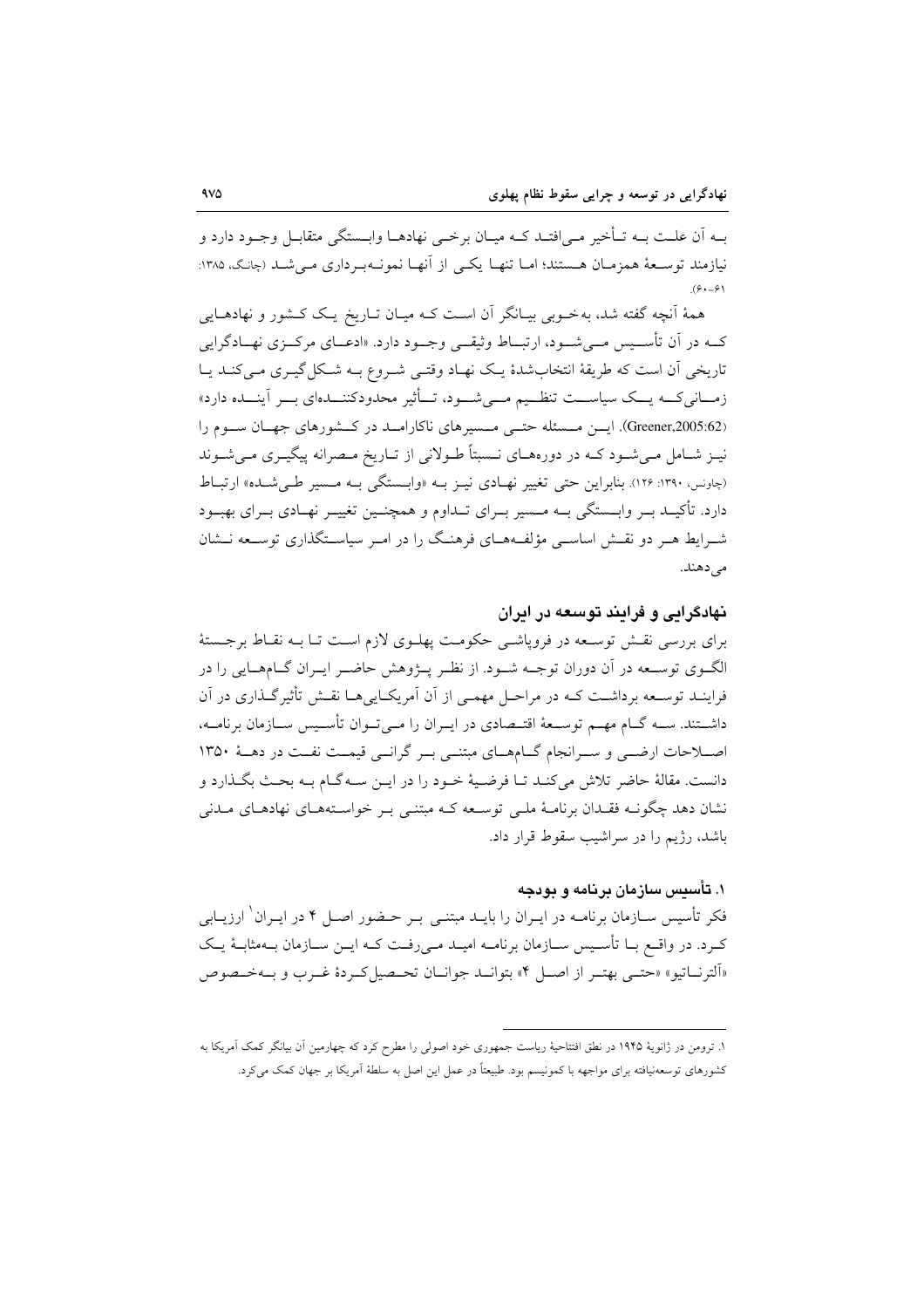بـه آن علـت بـه تـأخیر مـی‌افتـد کـه میـان برخـی نهادهـا وابـستگی متقابـل وجـود دارد و نیازمند توسـعهٔ همزمـان هـستند؛ امـا تنهـا یکـی از آنهـا نمونـه‌بـرداری مـی‌شـد (چانگ، ۱۳۸۵: ۶۱-۶۰).

همهٔ آنچه گفته شد، به‌خـوبی بیـانگر آن اسـت کـه میـان تـاریخ یـک کـشور و نهادهـایی کـه در آن تأسـیس مـی‌شـود، ارتبـاط وثیقـی وجـود دارد. «ادعـای مرکـزی نهـادگرایی تاریخی آن است که طریقهٔ انتخاب‌شدهٔ یـک نهـاد وقتـی شـروع بـه شـکل‌گیـری مـی‌کنـد یـا زمـانی‌کـه یـک سیاسـت تنظـیم مـی‌شـود، تـأثیر محدودکننـده‌ای بـر آینـده دارد» (Greener,2005:62). ایـن مـسئله حتـی مـسیرهای ناکارامـد در کـشورهای جهـان سـوم را نیـز شـامل مـی‌شـود کـه در دوره‌هـای نـسبتاً طـولانی از تـاریخ مـصرانه پیگیـری مـی‌شـوند (چاونس، ۱۳۹۰: ۱۲۶). بنابراین حتی تغییر نهـادی نیـز بـه «وابـستگی بـه مـسیر طـی‌شـده» ارتبـاط دارد. تأکیـد بـر وابـستگی بـه مـسیر بـرای تـداوم و همچنـین تغییـر نهـادی بـرای بهبـود شـرایط هـر دو نقـش اساسـی مؤلفـه‌هـای فرهنـگ را در امـر سیاسـتگذاری توسـعه نـشان می‌دهند.

## نهادگرایی و فرایند توسعه در ایران

برای بررسی نقـش توسـعه در فروپاشـی حکومـت پهلـوی لازم اسـت تـا بـه نقـاط برجـستهٔ الگـوی توسـعه در آن دوران توجـه شـود. از نظـر پـژوهش حاضـر ایـران گـام‌هـایی را در فراینـد توسـعه برداشـت کـه در مراحـل مهمـی از آن آمریکـایی‌هـا نقـش تأثیرگـذاری در آن داشـتند. سـه گـام مهـم توسـعهٔ اقتـصادی در ایـران را مـی‌تـوان تأسـیس سـازمان برنامـه، اصـلاحات ارضـی و سـرانجام گـام‌هـای مبتنـی بـر گرانـی قیمـت نفـت در دهـهٔ ۱۳۵۰ دانست. مقالهٔ حاضر تلاش می‌کنـد تـا فرضـیهٔ خـود را در ایـن سـه‌گـام بـه بحـث بگـذارد و نشان دهد چگونـه فقـدان برنامـهٔ ملـی توسـعه کـه مبتنـی بـر خواسـته‌هـای نهادهـای مـدنی باشد، رژیم را در سراشیب سقوط قرار داد.

### ۱. تأسیس سازمان برنامه و بودجه

فکر تأسیس سـازمان برنامـه در ایـران را بایـد مبتنـی بـر حـضور اصـل ۴ در ایـران[1] ارزیـابی کـرد. در واقـع بـا تأسـیس سـازمان برنامـه امیـد مـی‌رفـت کـه ایـن سـازمان بـه‌مثابـهٔ یـک «آلترنـاتیو» «حتـی بهتـر از اصـل ۴» بتوانـد جوانـان تحـصیل‌کـردهٔ غـرب و بـه‌خـصوص

---

۱. ترومن در ژانویهٔ ۱۹۴۵ در نطق افتتاحیهٔ ریاست جمهوری خود اصولی را مطرح کرد که چهارمین آن بیانگر کمک آمریکا به کشورهای توسعه‌نیافته برای مواجهه با کمونیسم بود. طبیعتاً در عمل این اصل به سلطهٔ آمریکا بر جهان کمک می‌کرد.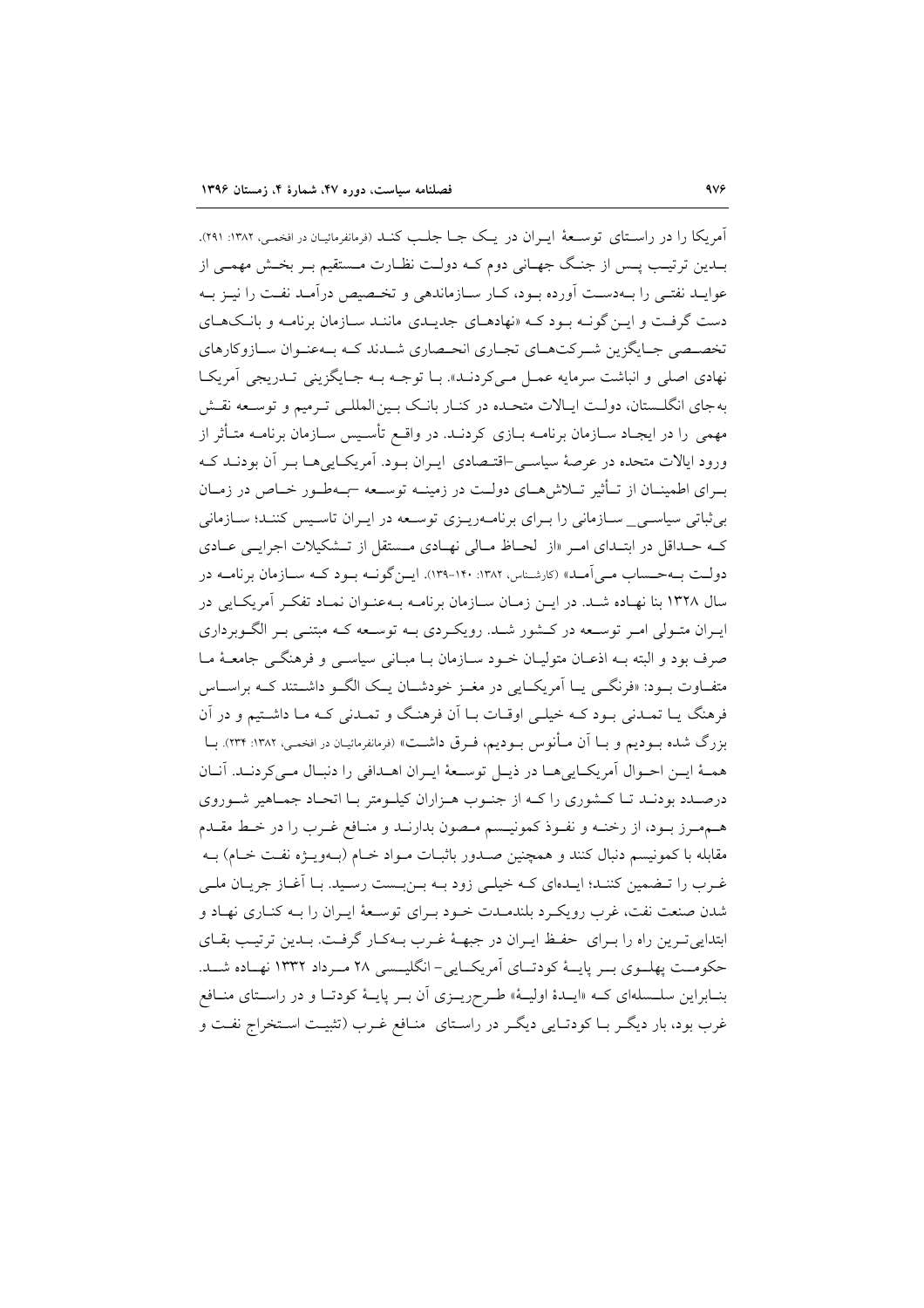آمریکا را در راستای توسعهٔ ایران در یک جا جلب کند (فرمانفرمائیان در افخمی، ۱۳۸۲: ۲۹۱). بدین ترتیب پس از جنگ جهانی دوم که دولت نظارت مستقیم بر بخش مهمی از عواید نفتی را به‌دست آورده بود، کار سازماندهی و تخصیص درآمد نفت را نیز به دست گرفت و این گونه بود که «نهادهای جدیدی مانند سازمان برنامه و بانک‌های تخصصی جایگزین شرکت‌های تجاری انحصاری شدند که به‌عنوان سازوکارهای نهادی اصلی و انباشت سرمایه عمل می‌کردند». با توجه به جایگزینی تدریجی آمریکا به‌جای انگلستان، دولت ایالات متحده در کنار بانک بین‌المللی ترمیم و توسعه نقش مهمی را در ایجاد سازمان برنامه بازی کردند. در واقع تأسیس سازمان برنامه متأثر از ورود ایالات متحده در عرصهٔ سیاسی-اقتصادی ایران بود. آمریکایی‌ها بر آن بودند که برای اطمینان از تأثیر تلاش‌های دولت در زمینه توسعه -به‌طور خاص در زمان بی‌ثباتی سیاسی_ سازمانی را برای برنامه‌ریزی توسعه در ایران تاسیس کنند؛ سازمانی که حداقل در ابتدای امر «از لحاظ مالی نهادی مستقل از تشکیلات اجرایی عادی دولت به‌حساب می‌آمد» (کارشناس، ۱۳۸۲: ۱۴۰-۱۳۹). این‌گونه بود که سازمان برنامه در سال ۱۳۲۸ بنا نهاده شد. در این زمان سازمان برنامه به‌عنوان نماد تفکر آمریکایی در ایران متولی امر توسعه در کشور شد. رویکردی به توسعه که مبتنی بر الگوبرداری صرف بود و البته به اذعان متولیان خود سازمان با مبانی سیاسی و فرهنگی جامعهٔ ما متفاوت بود: «فرنگی یا آمریکایی در مغز خودشان یک الگو داشتند که براساس فرهنگ یا تمدنی بود که خیلی اوقات با آن فرهنگ و تمدنی که ما داشتیم و در آن بزرگ شده بودیم و با آن مأنوس بودیم، فرق داشت» (فرمانفرمائیان در افخمی، ۱۳۸۲: ۲۳۴). با همهٔ این احوال آمریکایی‌ها در ذیل توسعهٔ ایران اهدافی را دنبال می‌کردند. آنان درصدد بودند تا کشوری را که از جنوب هزاران کیلومتر با اتحاد جماهیر شوروی هم‌مرز بود، از رخنه و نفوذ کمونیسم مصون بدارند و منافع غرب را در خط مقدم مقابله با کمونیسم دنبال کنند و همچنین صدور باثبات مواد خام (به‌ویژه نفت خام) به غرب را تضمین کنند؛ ایده‌ای که خیلی زود به بن‌بست رسید. با آغاز جریان ملی شدن صنعت نفت، غرب رویکرد بلندمدت خود برای توسعهٔ ایران را به کناری نهاد و ابتدایی‌ترین راه را برای حفظ ایران در جبههٔ غرب به‌کار گرفت. بدین ترتیب بقای حکومت پهلوی بر پایهٔ کودتای آمریکایی- انگلیسی ۲۸ مرداد ۱۳۳۲ نهاده شد. بنابراین سلسله‌ای که «ایدهٔ اولیهٔ» طرح‌ریزی آن بر پایهٔ کودتا و در راستای منافع غرب بود، بار دیگر با کودتایی دیگر در راستای منافع غرب (تثبیت استخراج نفت و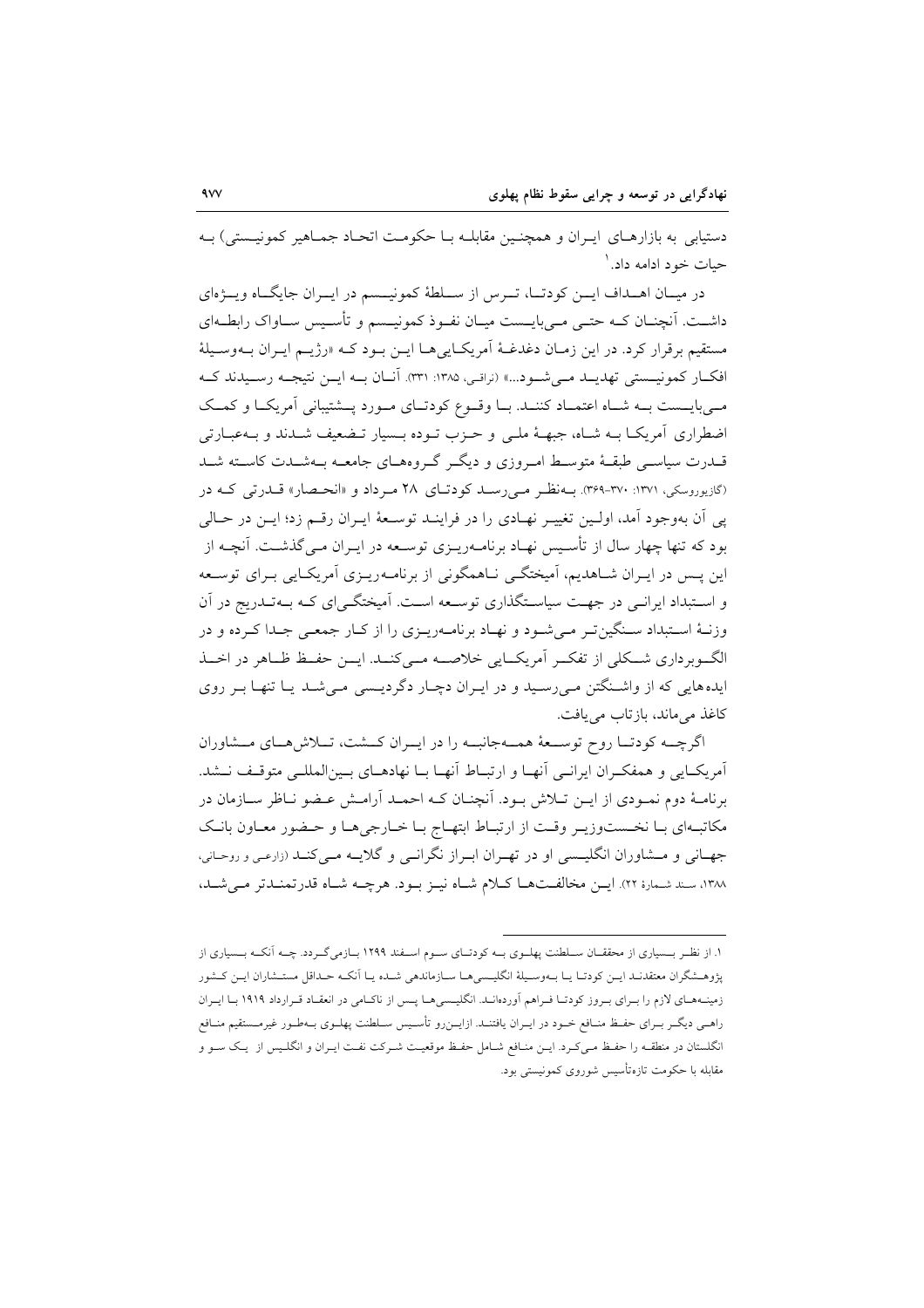دستیابی به بازارهای ایران و همچنین مقابله با حکومت اتحاد جماهیر کمونیستی) به حیات خود ادامه داد.[1]

در میان اهداف این کودتا، ترس از سلطهٔ کمونیسم در ایران جایگاه ویژه‌ای داشت. آنچنان که حتی می‌بایست میان نفوذ کمونیسم و تأسیس ساواک رابطه‌ای مستقیم برقرار کرد. در این زمان دغدغهٔ آمریکایی‌ها این بود که «رژیم ایران به‌وسیلهٔ افکار کمونیستی تهدید می‌شود...» (نراقی، ۱۳۸۵: ۳۳۱). آنان به این نتیجه رسیدند که می‌بایست به شاه اعتماد کنند. با وقوع کودتای مورد پشتیبانی آمریکا و کمک اضطراری آمریکا به شاه، جبههٔ ملی و حزب توده بسیار تضعیف شدند و به‌عبارتی قدرت سیاسی طبقهٔ متوسط امروزی و دیگر گروه‌های جامعه به‌شدت کاسته شد (گازیوروسکی، ۱۳۷۱: ۳۷۰-۳۶۹). به‌نظر می‌رسد کودتای ۲۸ مرداد و «انحصار» قدرتی که در پی آن به‌وجود آمد، اولین تغییر نهادی را در فرایند توسعهٔ ایران رقم زد؛ این در حالی بود که تنها چهار سال از تأسیس نهاد برنامه‌ریزی توسعه در ایران می‌گذشت. آنچه از این پس در ایران شاهدیم، آمیختگی ناهمگونی از برنامه‌ریزی آمریکایی برای توسعه و استبداد ایرانی در جهت سیاست‌گذاری توسعه است. آمیختگی‌ای که به‌تدریج در آن وزنهٔ استبداد سنگین‌تر می‌شود و نهاد برنامه‌ریزی را از کار جمعی جدا کرده و در الگوبرداری شکلی از تفکر آمریکایی خلاصه می‌کند. این حفظ ظاهر در اخذ ایده‌هایی که از واشنگتن می‌رسید و در ایران دچار دگردیسی می‌شد یا تنها بر روی کاغذ می‌ماند، بازتاب می‌یافت.

اگرچه کودتا روح توسعهٔ همه‌جانبه را در ایران کشت، تلاش‌های مشاوران آمریکایی و همفکران ایرانی آنها و ارتباط آنها با نهادهای بین‌المللی متوقف نشد. برنامهٔ دوم نمودی از این تلاش بود. آنچنان که احمد آرامش عضو ناظر سازمان در مکاتبه‌ای با نخست‌وزیر وقت از ارتباط ابتهاج با خارجی‌ها و حضور معاون بانک جهانی و مشاوران انگلیسی او در تهران ابراز نگرانی و گلایه می‌کند (زارعی و روحانی، ۱۳۸۸، سند شمارهٔ ۲۲). این مخالفت‌ها کلام شاه نیز بود. هرچه شاه قدرتمندتر می‌شد،

---

[1] از نظر بسیاری از محققان سلطنت پهلوی به کودتای سوم اسفند ۱۲۹۹ بازمی‌گردد. چه آنکه بسیاری از پژوهشگران معتقدند این کودتا یا به‌وسیلهٔ انگلیسی‌ها سازماندهی شده یا آنکه حداقل مستشاران این کشور زمینه‌های لازم را برای بروز کودتا فراهم آورده‌اند. انگلیسی‌ها پس از ناکامی در انعقاد قرارداد ۱۹۱۹ با ایران راهی دیگر برای حفظ منافع خود در ایران یافتند. ازاین‌رو تأسیس سلطنت پهلوی به‌طور غیرمستقیم منافع انگلستان در منطقه را حفظ می‌کرد. این منافع شامل حفظ موقعیت شرکت نفت ایران و انگلیس از یک سو و مقابله با حکومت تازه‌تأسیس شوروی کمونیستی بود.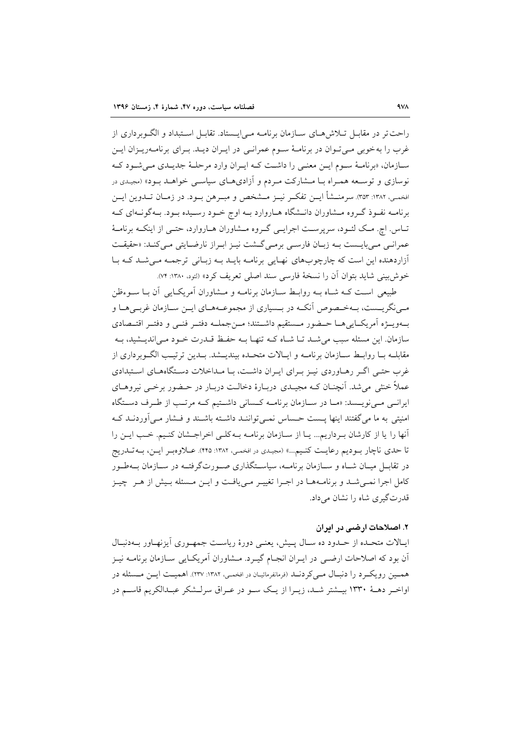راحت‌تر در مقابل تلاش‌های سازمان برنامه می‌ایستاد. تقابل استبداد و الگوبرداری از غرب را به‌خوبی می‌توان در برنامهٔ سوم عمرانی در ایران دید. برای برنامه‌ریزان این سازمان، «برنامهٔ سوم این معنی را داشت که ایران وارد مرحلهٔ جدیدی می‌شود که نوسازی و توسعه همراه با مشارکت مردم و آزادی‌های سیاسی خواهد بود» (مجیدی در افخمی، ۱۳۸۲: ۳۵۳). سرمنشأ این تفکر نیز مشخص و مبرهن بود. در زمان تدوین این برنامه نفوذ گروه مشاوران دانشگاه هاروارد به اوج خود رسیده بود. به‌گونه‌ای که تاس. اچ. مک لئود، سرپرست اجرایی گروه مشاوران هاروارد، حتی از اینکه برنامهٔ عمرانی می‌بایست به زبان فارسی برمی‌گشت نیز ابراز نارضایتی می‌کند: «حقیقت آزاردهنده این است که چارچوب‌های نهایی برنامه باید به زبانی ترجمه می‌شد که با خوش‌بینی شاید بتوان آن را نسخهٔ فارسی سند اصلی تعریف کرد» (لئود، ۱۳۸۰: ۷۴).

طبیعی است که شاه به روابط سازمان برنامه و مشاوران آمریکایی آن با سوءظن می‌نگریست، به‌خصوص آنکه در بسیاری از مجموعه‌های این سازمان غربی‌ها و به‌ویژه آمریکایی‌ها حضور مستقیم داشتند؛ من‌جمله دفتر فنی و دفتر اقتصادی سازمان. این مسئله سبب می‌شد تا شاه که تنها به حفظ قدرت خود می‌اندیشید، به مقابله با روابط سازمان برنامه و ایالات متحده بیندیشد. بدین ترتیب الگوبرداری از غرب حتی اگر رهاوردی نیز برای ایران داشت، با مداخلات دستگاه‌های استبدادی عملاً خنثی می‌شد. آنچنان که مجیدی دربارهٔ دخالت دربار در حضور برخی نیروهای ایرانی می‌نویسد: «ما در سازمان برنامه کسانی داشتیم که مرتب از طرف دستگاه امنیتی به ما می‌گفتند اینها پست حساس نمی‌توانند داشته باشند و فشار می‌آوردند که آنها را یا از کارشان برداریم... یا از سازمان برنامه به‌کلی اخراجشان کنیم. خب این را تا حدی ناچار بودیم رعایت کنیم...» (مجیدی در افخمی، ۱۳۸۲: ۴۴۵). علاوه‌بر این، به‌تدریج در تقابل میان شاه و سازمان برنامه، سیاستگذاری صورت‌گرفته در سازمان به‌طور کامل اجرا نمی‌شد و برنامه‌ها در اجرا تغییر می‌یافت و این مسئله بیش از هر چیز قدرت‌گیری شاه را نشان می‌داد.

## ۲. اصلاحات ارضی در ایران

ایالات متحده از حدود ده سال پیش، یعنی دورهٔ ریاست جمهوری آیزنهاور به‌دنبال آن بود که اصلاحات ارضی در ایران انجام گیرد. مشاوران آمریکایی سازمان برنامه نیز همین رویکرد را دنبال می‌کردند (فرمانفرمائیان در افخمی، ۱۳۸۲: ۲۳۷). اهمیت این مسئله در اواخر دههٔ ۱۳۳۰ بیشتر شد، زیرا از یک سو در عراق سرلشکر عبدالکریم قاسم در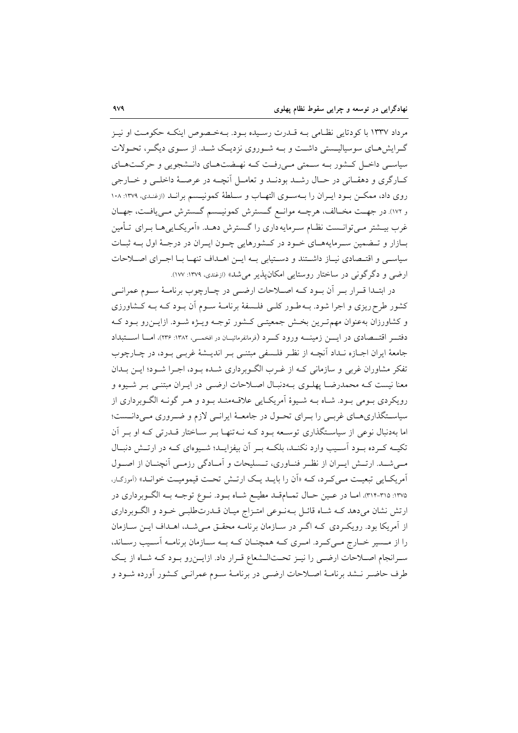مرداد ۱۳۳۷ با کودتایی نظامی به قدرت رسیده بود. به‌خصوص اینکه حکومت او نیز گرایش‌های سوسیالیستی داشت و به شوروی نزدیک شد. از سوی دیگر، تحولات سیاسی داخل کشور به سمتی می‌رفت که نهضت‌های دانشجویی و حرکت‌های کارگری و دهقانی در حال رشد بودند و تعامل آنچه در عرصهٔ داخلی و خارجی روی داد، ممکن بود ایران را به‌سوی التهاب و سلطهٔ کمونیسم براند (ازغندی، ۱۳۷۹: ۱۰۸ و ۱۷۲). در جهت مخالف، هرچه موانع گسترش کمونیسم گسترش می‌یافت، جهان غرب بیشتر می‌توانست نظام سرمایه‌داری را گسترش دهد. «آمریکایی‌ها برای تأمین بازار و تضمین سرمایه‌های خود در کشورهایی چون ایران در درجهٔ اول به ثبات سیاسی و اقتصادی نیاز داشتند و دستیابی به این اهداف تنها با اجرای اصلاحات ارضی و دگرگونی در ساختار روستایی امکان‌پذیر می‌شد» (ازغندی، ۱۳۷۹: ۱۷۷).

در ابتدا قرار بر آن بود که اصلاحات ارضی در چارچوب برنامهٔ سوم عمرانی کشور طرح‌ریزی و اجرا شود. به‌طور کلی فلسفهٔ برنامهٔ سوم آن بود که به کشاورزی و کشاورزان به‌عنوان مهم‌ترین بخش جمعیتی کشور توجه ویژه شود. ازاین‌رو بود که دفتر اقتصادی در این زمینه ورود کرد (فرمانفرمائیان در افخمی، ۱۳۸۲: ۲۳۶)، اما استبداد جامعهٔ ایران اجازه نداد آنچه از نظر فلسفی مبتنی بر اندیشهٔ غربی بود، در چارچوب تفکر مشاوران غربی و سازمانی که از غرب الگوبرداری شده بود، اجرا شود؛ این بدان معنا نیست که محمدرضا پهلوی به‌دنبال اصلاحات ارضی در ایران مبتنی بر شیوه و رویکردی بومی بود. شاه به شیوهٔ آمریکایی علاقه‌مند بود و هر گونه الگوبرداری از سیاستگذاری‌های غربی را برای تحول در جامعهٔ ایرانی لازم و ضروری می‌دانست؛ اما به‌دنبال نوعی از سیاستگذاری توسعه بود که نه‌تنها بر ساختار قدرتی که او بر آن تکیه کرده بود آسیب وارد نکند، بلکه بر آن بیفزاید؛ شیوه‌ای که در ارتش دنبال می‌شد. ارتش ایران از نظر فناوری، تسلیحات و آمادگی رزمی آنچنان از اصول آمریکایی تبعیت می‌کرد، که «آن را باید یک ارتش تحت قیمومیت خواند» (آموزگار، ۱۳۷۵: ۳۱۵-۳۱۴)، اما در عین حال تمام‌قد مطیع شاه بود. نوع توجه به الگوبرداری در ارتش نشان می‌دهد که شاه قائل به‌نوعی امتزاج میان قدرت‌طلبی خود و الگوبرداری از آمریکا بود. رویکردی که اگر در سازمان برنامه محقق می‌شد، اهداف این سازمان را از مسیر خارج می‌کرد. امری که همچنان که به سازمان برنامه آسیب رساند، سرانجام اصلاحات ارضی را نیز تحت‌الشعاع قرار داد. ازاین‌رو بود که شاه از یک طرف حاضر نشد برنامهٔ اصلاحات ارضی در برنامهٔ سوم عمرانی کشور آورده شود و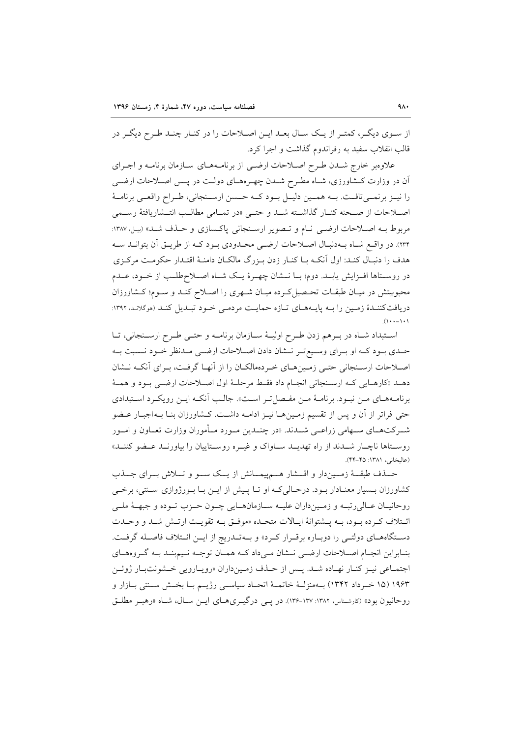از سوی دیگر، کمتر از یک سال بعد این اصلاحات را در کنار چند طرح دیگر در قالب انقلاب سفید به رفراندوم گذاشت و اجرا کرد.

علاوه‌بر خارج شدن طرح اصلاحات ارضی از برنامه‌های سازمان برنامه و اجرای آن در وزارت کشاورزی، شاه مطرح شدن چهره‌های دولت در پس اصلاحات ارضی را نیز برنمی‌تافت. به همین دلیل بود که حسن ارسنجانی، طراح واقعی برنامهٔ اصلاحات از صحنه کنار گذاشته شد و حتی «در تمامی مطالب انتشاریافتهٔ رسمی مربوط به اصلاحات ارضی نام و تصویر ارسنجانی پاکسازی و حذف شد» (بیل، ۱۳۸۷: ۲۳۴). در واقع شاه به‌دنبال اصلاحات ارضی محدودی بود که از طریق آن بتواند سه هدف را دنبال کند: اول آنکه با کنار زدن بزرگ مالکان دامنهٔ اقتدار حکومت مرکزی در روستاها افزایش یابد. دوم؛ با نشان چهرهٔ یک شاه اصلاح‌طلب از خود، عدم محبوبیتش در میان طبقات تحصیل‌کرده میان شهری را اصلاح کند و سوم؛ کشاورزان دریافت‌کنندهٔ زمین را به پایه‌های تازه حمایت مردمی خود تبدیل کند (هوگلاند، ۱۳۹۲: ۱۰۱-۱۰۰).

استبداد شاه در برهم زدن طرح اولیهٔ سازمان برنامه و حتی طرح ارسنجانی، تا حدی بود که او برای وسیع‌تر نشان دادن اصلاحات ارضی مدنظر خود نسبت به اصلاحات ارسنجانی حتی زمین‌های خرده‌مالکان را از آنها گرفت، برای آنکه نشان دهد «کارهایی که ارسنجانی انجام داد فقط مرحلهٔ اول اصلاحات ارضی بود و همهٔ برنامه‌های من نبود. برنامهٔ من مفصل‌تر است». جالب آنکه این رویکرد استبدادی حتی فراتر از آن و پس از تقسیم زمین‌ها نیز ادامه داشت. کشاورزان بنا به‌اجبار عضو شرکت‌های سهامی زراعی شدند. «در چندین مورد مأموران وزارت تعاون و امور روستاها ناچار شدند از راه تهدید ساواک و غیره روستاییان را بیاورند عضو کنند» (عالیخانی، ۱۳۸۱: ۴۵-۴۴).

حذف طبقهٔ زمین‌دار و اقشار هم‌پیمانش از یک سو و تلاش برای جذب کشاورزان بسیار معنادار بود. درحالی‌که او تا پیش از این با بورژوازی سنتی، برخی روحانیان عالی‌رتبه و زمین‌داران علیه سازمان‌هایی چون حزب توده و جبههٔ ملی ائتلاف کرده بود، به پشتوانهٔ ایالات متحده «موفق به تقویت ارتش شد و وحدت دستگاه‌های دولتی را دوباره برقرار کرد» و به‌تدریج از این ائتلاف فاصله گرفت. بنابراین انجام اصلاحات ارضی نشان می‌داد که همان توجه نیم‌بند به گروه‌های اجتماعی نیز کنار نهاده شد. پس از حذف زمین‌داران «رویارویی خشونت‌بار ژوئن ۱۹۶۳ (۱۵ خرداد ۱۳۴۲) به‌منزلهٔ خاتمهٔ اتحاد سیاسی رژیم با بخش سنتی بازار و روحانیون بود» (کارشناس، ۱۳۸۲: ۱۳۷-۱۳۶). در پی درگیری‌های این سال، شاه «رهبر مطلق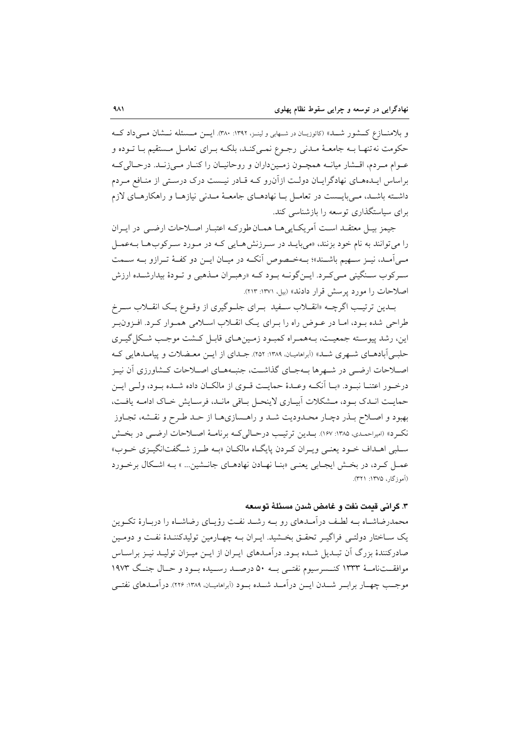و بلامنـازع کـشور شـد» (کاتوزیـان در شـهابی و لینـز، ۱۳۹۲: ۳۸۰). ایـن مـسئله نـشان مـی‌داد کـه حکومت نه‌تنها بـه جامعـهٔ مـدنی رجـوع نمـی‌کنـد، بلکـه بـرای تعامـل مـستقیم بـا تـوده و عـوام مـردم، اقـشار میانـه همچـون زمـین‌داران و روحانیـان را کنـار مـی‌زنـد. درحـالی‌کـه براساس ایـده‌هـای نهادگرایـان دولـت ازآن‌رو کـه قـادر نیـست درک درسـتی از منـافع مـردم داشـته باشـد، مـی‌بایـست در تعامـل بـا نهادهـای جامعـهٔ مـدنی نیازهـا و راهکارهـای لازم برای سیاستگذاری توسعه را بازشناسی کند.

جیمز بیـل معتقـد اسـت آمریکـایی‌هـا همـان‌طورکـه اعتبـار اصـلاحات ارضـی در ایـران را می‌توانند به نام خود بزنند، «می‌بایـد در سـرزنش‌هـایی کـه در مـورد سـرکوب‌هـا بـه‌عمـل مـی‌آمـد، نیـز سـهیم باشـند»؛ بـه‌خـصوص آنکـه در میـان ایـن دو کفـهٔ تـرازو بـه سـمت سـرکوب سـنگینی مـی‌کـرد. ایـن‌گونـه بـود کـه «رهبـران مـذهبی و تـودهٔ بیدارشـده ارزش اصلاحات را مورد پرسش قرار دادند» (بیل، ۱۳۷۱: ۲۱۳).

بـدین ترتیـب اگرچـه «انقـلاب سـفید بـرای جلـوگیری از وقـوع یـک انقـلاب سـرخ طراحی شده بـود، امـا در عـوض راه را بـرای یـک انقـلاب اسـلامی همـوار کـرد. افـزون‌بـر این، رشد پیوسـته جمعیـت، بـه‌همـراه کمبـود زمـین‌هـای قابـل کـشت موجـب شـکل‌گیـری حلبـی‌آبادهـای شـهری شـد» (آبراهامیـان، ۱۳۸۹: ۲۵۲). جـدای از ایـن معـضلات و پیامـدهایی کـه اصـلاحات ارضـی در شـهرها بـه‌جـای گذاشـت، جنبـه‌هـای اصـلاحات کـشاورزی آن نیـز درخـور اعتنـا نبـود. «بـا آنکـه وعـدهٔ حمایـت قـوی از مالکـان داده شـده بـود، ولـی ایـن حمایـت انـدک بـود، مـشکلات آبیـاری لاینحـل بـاقی مانـد، فرسـایش خـاک ادامـه یافـت، بهبود و اصـلاح بـذر دچـار محـدودیت شـد و راهـسازی‌هـا از حـد طـرح و نقـشه، تجـاوز نکـرد» (امیراحمـدی، ۱۳۸۵: ۱۶۷). بـدین ترتیـب درحـالی‌کـه برنامـهٔ اصـلاحات ارضـی در بخـش سـلبی اهـداف خـود یعنـی ویـران کـردن پایگـاه مالکـان «بـه طـرز شـگفت‌انگیـزی خـوب» عمـل کـرد، در بخـش ایجـابی یعنـی «بنـا نهـادن نهادهـای جانـشین... » بـه اشـکال برخـورد (آموزگار، ۱۳۷۵: ۳۲۱).

### ۳. گرانی قیمت نفت و غامض شدن مسئلهٔ توسعه

محمدرضاشـاه بـه لطـف درآمـدهای رو بـه رشـد نفـت رؤیـای رضاشـاه را دربـارهٔ تکـوین یک سـاختار دولتـی فراگیـر تحقـق بخـشید. ایـران بـه چهـارمین تولیدکننـدهٔ نفـت و دومـین صادرکنندهٔ بزرگ آن تبـدیل شـده بـود. درآمـدهای ایـران از ایـن میـزان تولیـد نیـز براسـاس موافقـت‌نامـهٔ ۱۳۳۳ کنـسرسیوم نفتـی بـه ۵۰ درصـد رسـیده بـود و حـال جنـگ ۱۹۷۳ موجـب چهـار برابـر شـدن ایـن درآمـد شـده بـود (آبراهامیـان، ۱۳۸۹: ۲۲۶). درآمـدهای نفتـی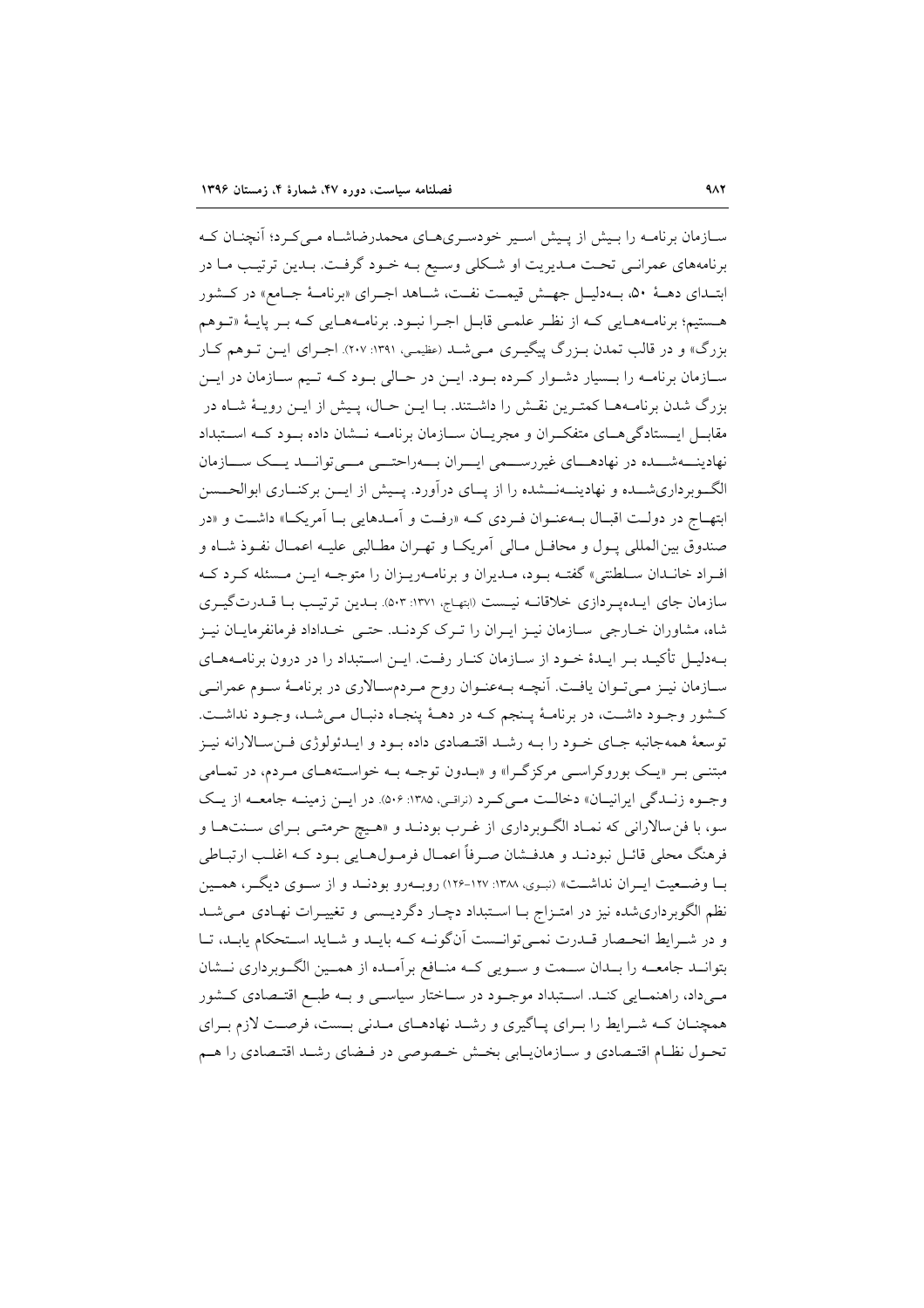سـازمان برنامـه را بـیش از پـیش اسـیر خودسـری‌هـای محمدرضاشـاه مـی‌کـرد؛ آنچنـان کـه برنامه‌های عمرانـی تحـت مـدیریت او شـکلی وسـیع بـه خـود گرفـت. بـدین ترتیـب مـا در ابتـدای دهـۀ ۵۰، بـه‌دلیـل جهـش قیمـت نفـت، شـاهد اجـرای «برنامـۀ جـامع» در کـشور هـستیم؛ برنامـه‌هـایی کـه از نظـر علمـی قابـل اجـرا نبـود. برنامـه‌هـایی کـه بـر پایـۀ «تـوهم بزرگ» و در قالب تمدن بـزرگ پیگیـری مـی‌شـد (عظیمی، ۱۳۹۱: ۲۰۷). اجـرای ایـن تـوهم کـار سـازمان برنامـه را بـسیار دشـوار کـرده بـود. ایـن در حـالی بـود کـه تـیم سـازمان در ایـن بزرگ شدن برنامـه‌هـا کمتـرین نقـش را داشـتند. بـا ایـن حـال، پـیش از ایـن رویـۀ شـاه در مقابـل ایـستادگی‌هـای متفکـران و مجریـان سـازمان برنامـه نـشان داده بـود کـه اسـتبداد نهادینـه‌شـده در نهادهـای غیررسـمی ایـران بـه‌راحتـی مـی‌توانـد یـک سـازمان الگـوبرداری‌شـده و نهادینـه‌نـشده را از پـای درآورد. پـیش از ایـن برکنـاری ابوالحـسن ابتهـاج در دولـت اقبـال بـه‌عنـوان فـردی کـه «رفـت و آمـدهایی بـا آمریکـا» داشـت و «در صندوق بین‌المللی پـول و محافـل مـالی آمریکـا و تهـران مطالبی علیـه اعمـال نفـوذ شـاه و افـراد خانـدان سـلطنتی» گفتـه بـود، مـدیران و برنامـه‌ریـزان را متوجـه ایـن مـسئله کـرد کـه سازمان جای ایـده‌پـردازی خلاقانـه نیـست (ابتهاج، ۱۳۷۱: ۵۰۳). بـدین ترتیـب بـا قـدرت‌گیـری شاه، مشاوران خـارجی سـازمان نیـز ایـران را تـرک کردنـد. حتـی خـداداد فرمانفرمایـان نیـز بـه‌دلیـل تأکیـد بـر ایـدۀ خـود از سـازمان کنـار رفـت. ایـن اسـتبداد را در درون برنامـه‌هـای سـازمان نیـز مـی‌تـوان یافـت. آنچـه بـه‌عنـوان روح مـردم‌سـالاری در برنامـۀ سـوم عمرانـی کـشور وجـود داشـت، در برنامـۀ پـنجم کـه در دهـۀ پنجـاه دنبـال مـی‌شـد، وجـود نداشـت. توسعۀ همه‌جانبه جـای خـود را بـه رشـد اقتـصادی داده بـود و ایـدئولوژی فـن‌سـالارانه نیـز مبتنـی بـر «یـک بوروکراسـی مرکزگـرا» و «بـدون توجـه بـه خواسـته‌هـای مـردم، در تمـامی وجـوه زنـدگی ایرانیـان» دخالـت مـی‌کـرد (نراقی، ۱۳۸۵: ۵۰۶). در ایـن زمینـه جامعـه از یـک سو، با فن‌سالارانی که نمـاد الگـوبرداری از غـرب بودنـد و «هـیچ حرمتـی بـرای سـنت‌هـا و فرهنگ محلی قائـل نبودنـد و هدفـشان صـرفاً اعمـال فرمـول‌هـایی بـود کـه اغلـب ارتبـاطی بـا وضـعیت ایـران نداشـت» (نبوی، ۱۳۸۸: ۱۲۷-۱۲۶) روبـه‌رو بودنـد و از سـوی دیگـر، همـین نظم الگوبرداری‌شده نیز در امتـزاج بـا اسـتبداد دچـار دگردیـسی و تغییـرات نهـادی مـی‌شـد و در شـرایط انحـصار قـدرت نمـی‌توانـست آن‌گونـه کـه بایـد و شـاید اسـتحکام یابـد، تـا بتوانـد جامعـه را بـدان سـمت و سـویی کـه منـافع برآمـده از همـین الگـوبرداری نـشان مـی‌داد، راهنمـایی کنـد. اسـتبداد موجـود در سـاختار سیاسـی و بـه طبـع اقتـصادی کـشور همچنـان کـه شـرایط را بـرای پـاگیری و رشـد نهادهـای مـدنی بـست، فرصـت لازم بـرای تحـول نظـام اقتـصادی و سـازمان‌یـابی بخـش خـصوصی در فـضای رشـد اقتـصادی را هـم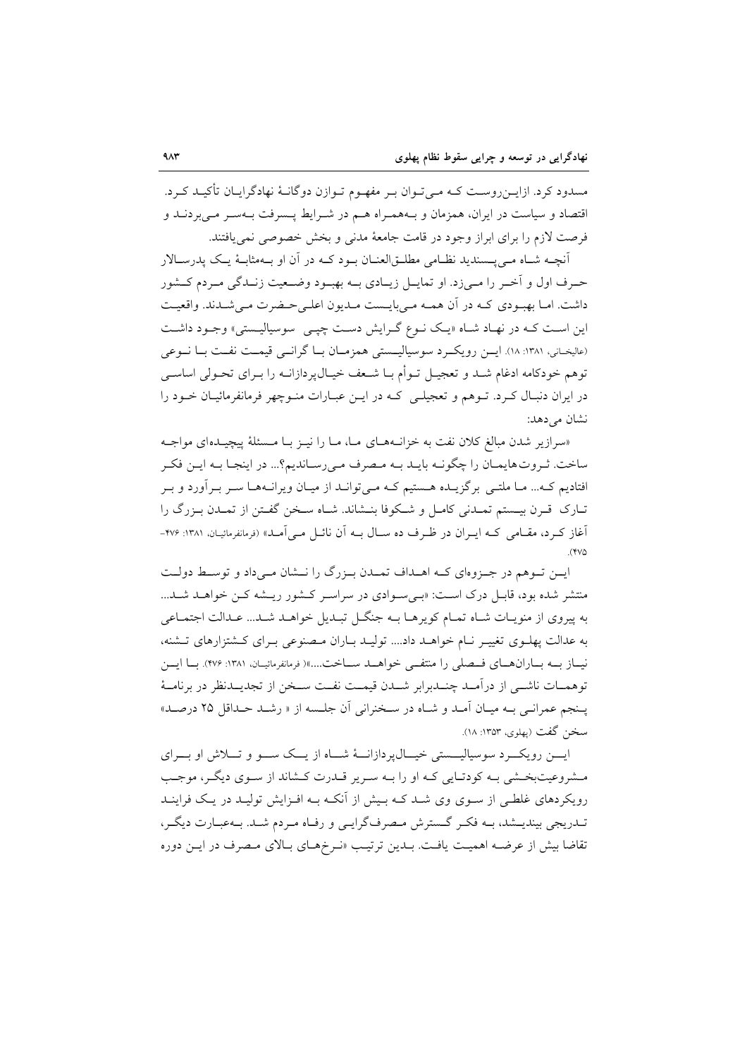مسدود کرد. ازاین‌روست که می‌توان بر مفهوم توازن دوگانهٔ نهادگرایان تأکید کرد. اقتصاد و سیاست در ایران، همزمان و به‌همراه هم در شرایط پسرفت به‌سر می‌بردند و فرصت لازم را برای ابراز وجود در قامت جامعهٔ مدنی و بخش خصوصی نمی‌یافتند.

آنچه شاه می‌پسندید نظامی مطلق‌العنان بود که در آن او به‌مثابهٔ یک پدرسالار حرف اول و آخر را می‌زد. او تمایل زیادی به بهبود وضعیت زندگی مردم کشور داشت. اما بهبودی که در آن همه می‌بایست مدیون اعلی‌حضرت می‌شدند. واقعیت این است که در نهاد شاه «یک نوع گرایش دست چپی سوسیالیستی» وجود داشت (عالیخانی، ۱۳۸۱: ۱۸). این رویکرد سوسیالیستی همزمان با گرانی قیمت نفت با نوعی توهم خودکامه ادغام شد و تعجیل توأم با شعف خیال‌پردازانه را برای تحولی اساسی در ایران دنبال کرد. توهم و تعجیلی که در این عبارات منوچهر فرمانفرمائیان خود را نشان می‌دهد:

«سرازیر شدن مبالغ کلان نفت به خزانه‌های ما، ما را نیز با مسئلهٔ پیچیده‌ای مواجه ساخت. ثروت‌هایمان را چگونه باید به مصرف می‌رساندیم؟... در اینجا به این فکر افتادیم که... ما ملتی برگزیده هستیم که می‌تواند از میان ویرانه‌ها سر برآورد و بر تارک قرن بیستم تمدنی کامل و شکوفا بنشاند. شاه سخن گفتن از تمدن بزرگ را آغاز کرد، مقامی که ایران در ظرف ده سال به آن نائل می‌آمد» (فرمانفرمائیان، ۱۳۸۱: ۴۷۶-۴۷۵).

این توهم در جزوه‌ای که اهداف تمدن بزرگ را نشان می‌داد و توسط دولت منتشر شده بود، قابل درک است: «بی‌سوادی در سراسر کشور ریشه کن خواهد شد... به پیروی از منویات شاه تمام کویرها به جنگل تبدیل خواهد شد... عدالت اجتماعی به عدالت پهلوی تغییر نام خواهد داد.... تولید باران مصنوعی برای کشتزارهای تشنه، نیاز به باران‌های فصلی را منتفی خواهد ساخت....»( فرمانفرمائیان، ۱۳۸۱: ۴۷۶). با این توهمات ناشی از درآمد چندبرابر شدن قیمت نفت سخن از تجدیدنظر در برنامهٔ پنجم عمرانی به میان آمد و شاه در سخنرانی آن جلسه از « رشد حداقل ۲۵ درصد» سخن گفت (پهلوی، ۱۳۵۳: ۱۸).

این رویکرد سوسیالیستی خیال‌پردازانهٔ شاه از یک سو و تلاش او برای مشروعیت‌بخشی به کودتایی که او را به سریر قدرت کشاند از سوی دیگر، موجب رویکردهای غلطی از سوی وی شد که بیش از آنکه به افزایش تولید در یک فرایند تدریجی بیندیشد، به فکر گسترش مصرف‌گرایی و رفاه مردم شد. به‌عبارت دیگر، تقاضا بیش از عرضه اهمیت یافت. بدین ترتیب «نرخ‌های بالای مصرف در این دوره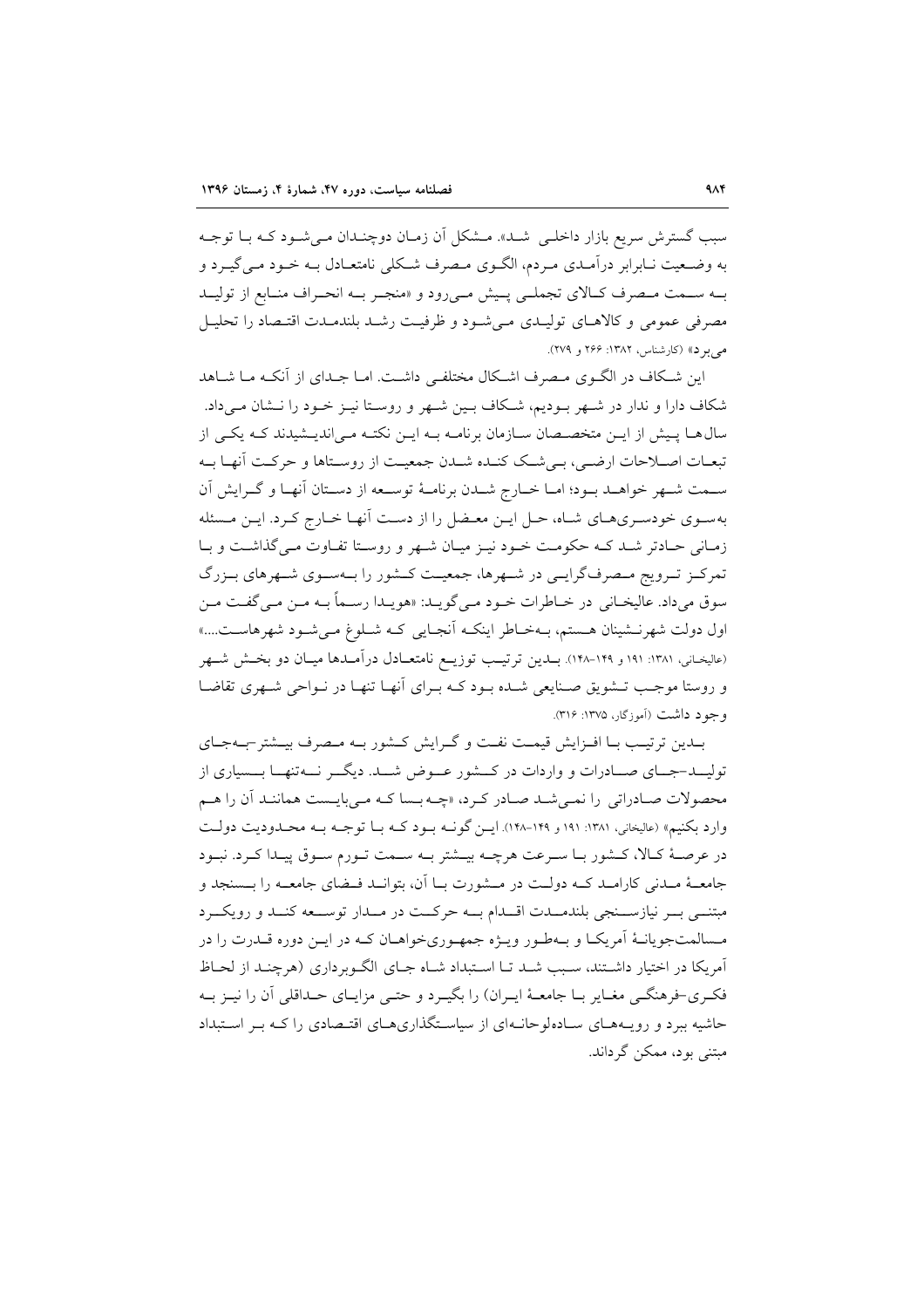سبب گسترش سریع بازار داخلی شد». مشکل آن زمان دوچندان می‌شود که با توجه به وضعیت نابرابر درآمدی مردم، الگوی مصرف شکلی نامتعادل به خود می‌گیرد و به سمت مصرف کالای تجملی پیش می‌رود و «منجر به انحراف منابع از تولید مصرفی عمومی و کالاهای تولیدی می‌شود و ظرفیت رشد بلندمدت اقتصاد را تحلیل می‌برد» (کارشناس، ۱۳۸۲: ۲۶۶ و ۲۷۹).

این شکاف در الگوی مصرف اشکال مختلفی داشت. اما جدای از آنکه ما شاهد شکاف دارا و ندار در شهر بودیم، شکاف بین شهر و روستا نیز خود را نشان می‌داد. سال‌ها پیش از این متخصصان سازمان برنامه به این نکته می‌اندیشیدند که یکی از تبعات اصلاحات ارضی، بی‌شک کنده شدن جمعیت از روستاها و حرکت آنها به سمت شهر خواهد بود؛ اما خارج شدن برنامهٔ توسعه از دستان آنها و گرایش آن به‌سوی خودسری‌های شاه، حل این معضل را از دست آنها خارج کرد. این مسئله زمانی حادتر شد که حکومت خود نیز میان شهر و روستا تفاوت می‌گذاشت و با تمرکز ترویج مصرف‌گرایی در شهرها، جمعیت کشور را به‌سوی شهرهای بزرگ سوق می‌داد. عالیخانی در خاطرات خود می‌گوید: «هویدا رسماً به من می‌گفت من اول دولت شهرنشینان هستم، به‌خاطر اینکه آنجایی که شلوغ می‌شود شهرهاست....» (عالیخانی، ۱۳۸۱: ۱۹۱ و ۱۴۹-۱۴۸). بدین ترتیب توزیع نامتعادل درآمدها میان دو بخش شهر و روستا موجب تشویق صنایعی شده بود که برای آنها تنها در نواحی شهری تقاضا وجود داشت (آموزگار، ۱۳۷۵: ۳۱۶).

بدین ترتیب با افزایش قیمت نفت و گرایش کشور به مصرف بیشتر-به‌جای تولید-جای صادرات و واردات در کشور عوض شد. دیگر نه‌تنها بسیاری از محصولات صادراتی را نمی‌شد صادر کرد، «چه بسا که می‌بایست همانند آن را هم وارد بکنیم» (عالیخانی، ۱۳۸۱: ۱۹۱ و ۱۴۹-۱۴۸). این گونه بود که با توجه به محدودیت دولت در عرصهٔ کالا، کشور با سرعت هرچه بیشتر به سمت تورم سوق پیدا کرد. نبود جامعهٔ مدنی کارامد که دولت در مشورت با آن، بتواند فضای جامعه را بسنجد و مبتنی بر نیازسنجی بلندمدت اقدام به حرکت در مدار توسعه کند و رویکرد مسالمت‌جویانهٔ آمریکا و به‌طور ویژه جمهوری‌خواهان که در این دوره قدرت را در آمریکا در اختیار داشتند، سبب شد تا استبداد شاه جای الگوبرداری (هرچند از لحاظ فکری-فرهنگی مغایر با جامعهٔ ایران) را بگیرد و حتی مزایای حداقلی آن را نیز به حاشیه ببرد و رویه‌های ساده‌لوحانه‌ای از سیاستگذاری‌های اقتصادی را که بر استبداد مبتنی بود، ممکن گرداند.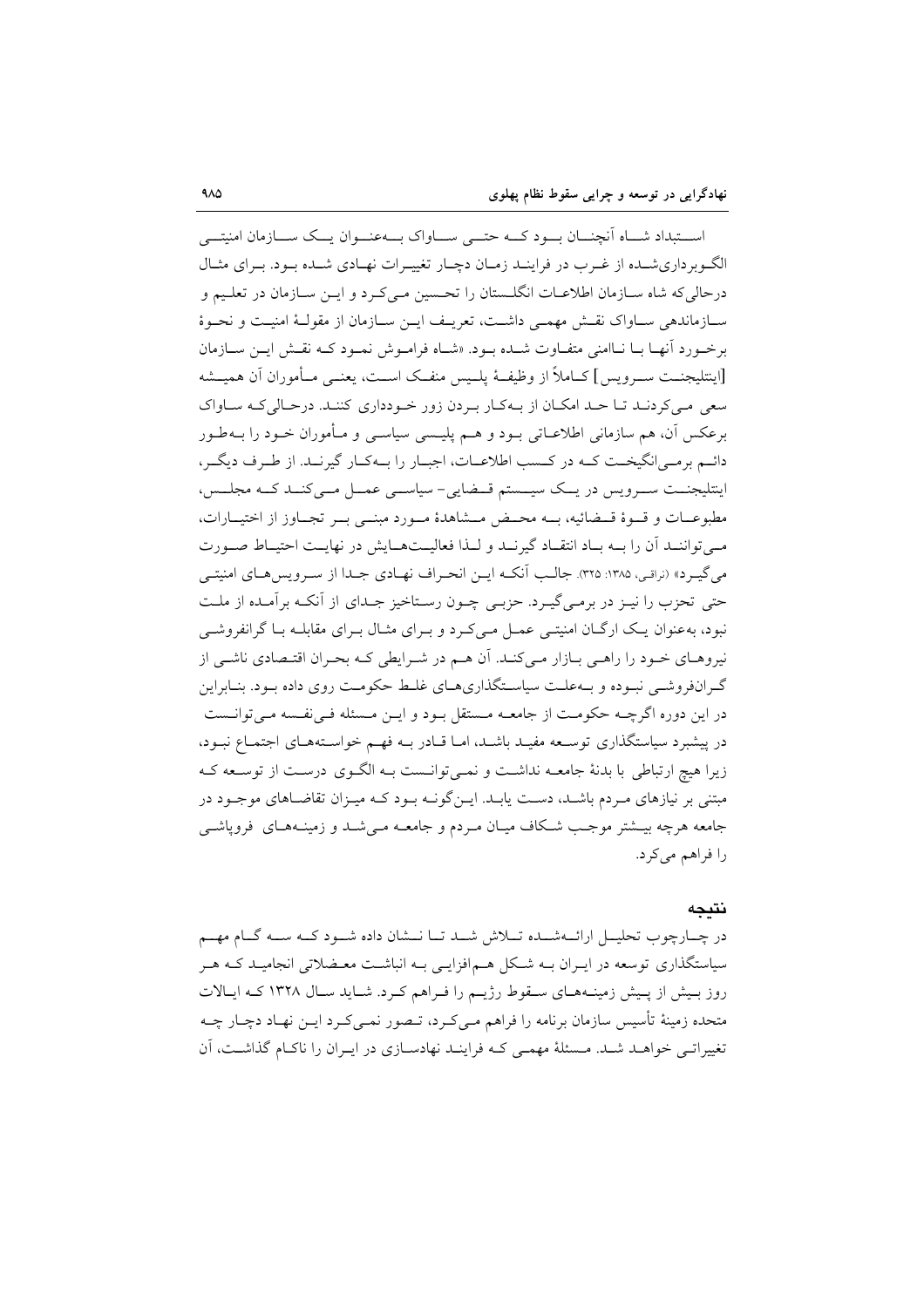اســتبداد شـاه آنچنـان بـود کـه حتـی سـاواک بـه‌عنـوان یـک سـازمان امنیتـی الگـوبرداری‌شـده از غـرب در فراینـد زمـان دچـار تغییـرات نهـادی شـده بـود. بـرای مثـال درحالی‌که شاه سـازمان اطلاعـات انگلـستان را تحـسین مـی‌کـرد و ایـن سـازمان در تعلـیم و سـازماندهی سـاواک نقـش مهمـی داشـت، تعریـف ایـن سـازمان از مقولـهٔ امنیـت و نحـوهٔ برخـورد آنهـا بـا نـاامنی متفـاوت شـده بـود. «شـاه فرامـوش نمـود کـه نقـش ایـن سـازمان [اینتلیجنـت سـرویس] کـاملاً از وظیفـهٔ پلـیس منفـک اسـت، یعنـی مـأموران آن همیـشه سعی مـی‌کردنـد تـا حـد امکـان از بـه‌کـار بـردن زور خـودداری کننـد. درحـالی‌کـه سـاواک برعکس آن، هم سازمانی اطلاعـاتی بـود و هـم پلیـسی سیاسـی و مـأموران خـود را بـه‌طـور دائـم برمـی‌انگیخـت کـه در کـسب اطلاعـات، اجبـار را بـه‌کـار گیرنـد. از طـرف دیگـر، اینتلیجنـت سـرویس در یـک سیـستم قـضایی- سیاسـی عمـل مـی‌کنـد کـه مجلـس، مطبوعـات و قـوهٔ قـضائیه، بـه محـض مـشاهدهٔ مـورد مبنـی بـر تجـاوز از اختیـارات، مـی‌تواننـد آن را بـه بـاد انتقـاد گیرنـد و لـذا فعالیـت‌هـایش در نهایـت احتیـاط صـورت می‌گیـرد» (نراقی، ۱۳۸۵: ۳۲۵). جالـب آنکـه ایـن انحـراف نهـادی جـدا از سـرویس‌هـای امنیتـی حتی تحزب را نیـز در برمـی‌گیـرد. حزبـی چـون رسـتاخیز جـدای از آنکـه برآمـده از ملـت نبود، به‌عنوان یـک ارگـان امنیتـی عمـل مـی‌کـرد و بـرای مثـال بـرای مقابلـه بـا گرانفروشـی نیروهـای خـود را راهـی بـازار مـی‌کنـد. آن هـم در شـرایطی کـه بحـران اقتـصادی ناشـی از گـرانفروشـی نبـوده و بـه‌علـت سیاسـتگذاری‌هـای غلـط حکومـت روی داده بـود. بنـابراین در این دوره اگرچـه حکومـت از جامعـه مـستقل بـود و ایـن مـسئله فـی‌نفـسه مـی‌توانـست در پیشبرد سیاستگذاری توسـعه مفیـد باشـد، امـا قـادر بـه فهـم خواسـته‌هـای اجتمـاع نبـود، زیرا هیچ ارتباطی با بدنهٔ جامعـه نداشـت و نمـی‌توانـست بـه الگـوی درسـت از توسـعه کـه مبتنی بر نیازهای مـردم باشـد، دسـت یابـد. ایـن‌گونـه بـود کـه میـزان تقاضـاهای موجـود در جامعه هرچه بیـشتر موجـب شـکاف میـان مـردم و جامعـه مـی‌شـد و زمینـه‌هـای فروپاشـی را فراهم می‌کرد.

## نتیجه

در چـارچوب تحلیـل ارائـه‌شـده تـلاش شـد تـا نـشان داده شـود کـه سـه گـام مهـم سیاستگذاری توسعه در ایـران بـه شـکل هـم‌افزایـی بـه انباشـت معـضلاتی انجامیـد کـه هـر روز بـیش از پـیش زمینـه‌هـای سـقوط رژیـم را فـراهم کـرد. شـاید سـال ۱۳۲۸ کـه ایـالات متحده زمینهٔ تأسیس سازمان برنامه را فراهم مـی‌کـرد، تـصور نمـی‌کـرد ایـن نهـاد دچـار چـه تغییراتـی خواهـد شـد. مـسئلهٔ مهمـی کـه فراینـد نهادسـازی در ایـران را ناکـام گذاشـت، آن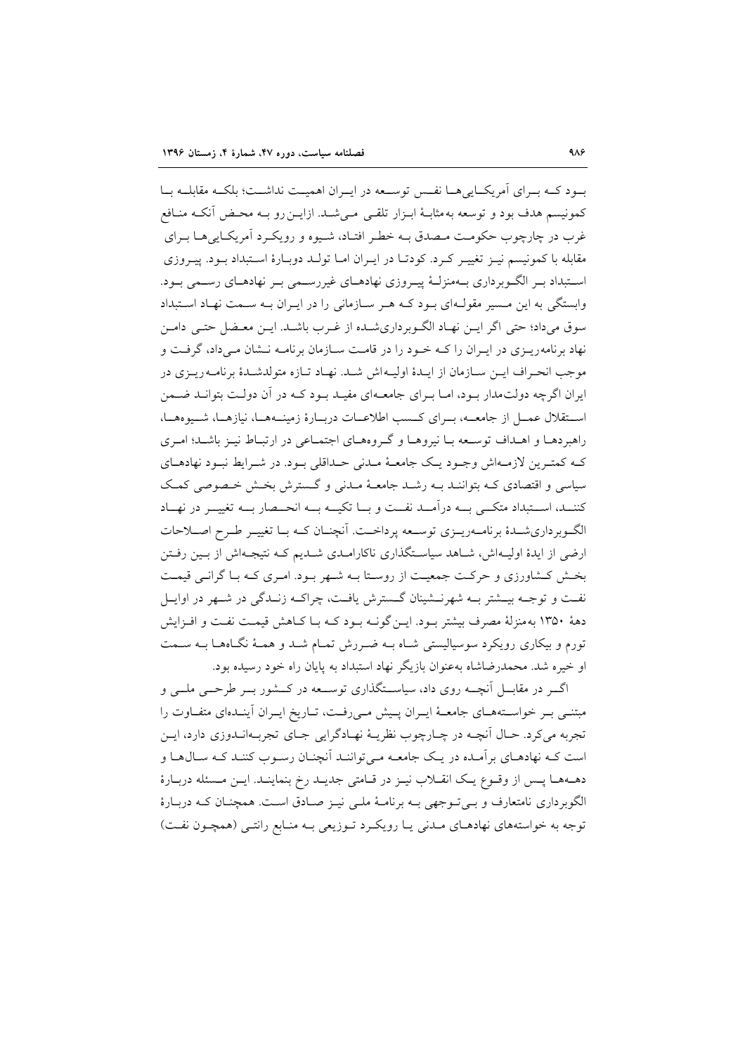بود که برای آمریکایی‌ها نفس توسعه در ایران اهمیت نداشت؛ بلکه مقابله با کمونیسم هدف بود و توسعه به‌مثابهٔ ابزار تلقی می‌شد. ازاین‌رو به محض آنکه منافع غرب در چارچوب حکومت مصدق به خطر افتاد، شیوه و رویکرد آمریکایی‌ها برای مقابله با کمونیسم نیز تغییر کرد. کودتا در ایران اما تولد دوبارهٔ استبداد بود. پیروزی استبداد بر الگوبرداری به‌منزلهٔ پیروزی نهادهای غیررسمی بر نهادهای رسمی بود. وابستگی به این مسیر مقوله‌ای بود که هر سازمانی را در ایران به سمت نهاد استبداد سوق می‌داد؛ حتی اگر این نهاد الگوبرداری‌شده از غرب باشد. این معضل حتی دامن نهاد برنامه‌ریزی در ایران را که خود را در قامت سازمان برنامه نشان می‌داد، گرفت و موجب انحراف این سازمان از ایدهٔ اولیه‌اش شد. نهاد تازه متولدشدهٔ برنامه‌ریزی در ایران اگرچه دولت‌مدار بود، اما برای جامعه‌ای مفید بود که در آن دولت بتواند ضمن استقلال عمل از جامعه، برای کسب اطلاعات دربارهٔ زمینه‌ها، نیازها، شیوه‌ها، راهبردها و اهداف توسعه با نیروها و گروه‌های اجتماعی در ارتباط نیز باشد؛ امری که کمترین لازمه‌اش وجود یک جامعهٔ مدنی حداقلی بود. در شرایط نبود نهادهای سیاسی و اقتصادی که بتوانند به رشد جامعهٔ مدنی و گسترش بخش خصوصی کمک کنند، استبداد متکی به درآمد نفت و با تکیه به انحصار به تغییر در نهاد الگوبرداری‌شدهٔ برنامه‌ریزی توسعه پرداخت. آنچنان که با تغییر طرح اصلاحات ارضی از ایدهٔ اولیه‌اش، شاهد سیاستگذاری ناکارامدی شدیم که نتیجه‌اش از بین رفتن بخش کشاورزی و حرکت جمعیت از روستا به شهر بود. امری که با گرانی قیمت نفت و توجه بیشتر به شهرنشینان گسترش یافت، چراکه زندگی در شهر در اوایل دههٔ ۱۳۵۰ به‌منزلهٔ مصرف بیشتر بود. این‌گونه بود که با کاهش قیمت نفت و افزایش تورم و بیکاری رویکرد سوسیالیستی شاه به ضررش تمام شد و همهٔ نگاه‌ها به سمت او خیره شد. محمدرضاشاه به‌عنوان بازیگر نهاد استبداد به پایان راه خود رسیده بود.

اگر در مقابل آنچه روی داد، سیاستگذاری توسعه در کشور بر طرحی ملی و مبتنی بر خواسته‌های جامعهٔ ایران پیش می‌رفت، تاریخ ایران آینده‌ای متفاوت را تجربه می‌کرد. حال آنچه در چارچوب نظریهٔ نهادگرایی جای تجربه‌اندوزی دارد، این است که نهادهای برآمده در یک جامعه می‌توانند آنچنان رسوب کنند که سال‌ها و دهه‌ها پس از وقوع یک انقلاب نیز در قامتی جدید رخ بنمایند. این مسئله دربارهٔ الگوبرداری نامتعارف و بی‌توجهی به برنامهٔ ملی نیز صادق است. همچنان که دربارهٔ توجه به خواسته‌های نهادهای مدنی یا رویکرد توزیعی به منابع رانتی (همچون نفت)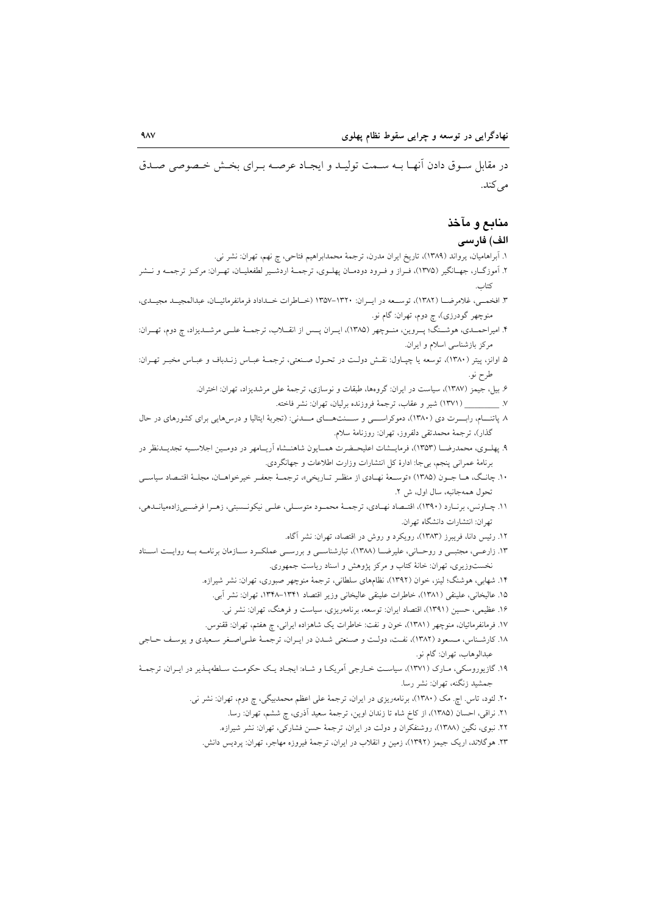در مقابل سوق دادن آنها به سمت تولید و ایجاد عرصه برای بخش خصوصی صدق می‌کند.

## منابع و مآخذ

### الف) فارسی

۱. آبراهامیان، یرواند (۱۳۸۹)، تاریخ ایران مدرن، ترجمهٔ محمدابراهیم فتاحی، چ نهم، تهران: نشر نی.

۲. آموزگار، جهانگیر (۱۳۷۵)، فراز و فرود دودمان پهلوی، ترجمهٔ اردشیر لطفعلیان، تهران: مرکز ترجمه و نشر کتاب.

۳. افخمی، غلامرضا (۱۳۸۲)، توسعه در ایران: ۱۳۲۰–۱۳۵۷ (خاطرات خداداد فرمانفرمائیان، عبدالمجید مجیدی، منوچهر گودرزی)، چ دوم، تهران: گام نو.

۴. امیراحمدی، هوشنگ؛ پروین، منوچهر (۱۳۸۵)، ایران پس از انقلاب، ترجمهٔ علی مرشدیزاد، چ دوم، تهران: مرکز بازشناسی اسلام و ایران.

۵. اوانز، پیتر (۱۳۸۰)، توسعه یا چپاول: نقش دولت در تحول صنعتی، ترجمهٔ عباس زندباف و عباس مخبر تهران: طرح نو.

۶. بیل، جیمز (۱۳۸۷)، سیاست در ایران: گروهها، طبقات و نوسازی، ترجمهٔ علی مرشدیزاد، تهران: اختران.

۷. ________ (۱۳۷۱) شیر و عقاب، ترجمهٔ فروزنده برلیان، تهران: نشر فاخته.

۸. پاتنام، رابرت دی (۱۳۸۰)، دموکراسی و سنت‌های مدنی: (تجربهٔ ایتالیا و درس‌هایی برای کشورهای در حال گذار)، ترجمهٔ محمدتقی دلفروز، تهران: روزنامهٔ سلام.

۹. پهلوی، محمدرضا (۱۳۵۳)، فرمایشات اعلیحضرت همایون شاهنشاه آریامهر در دومین اجلاسیه تجدیدنظر در برنامهٔ عمرانی پنجم، بی‌جا: ادارهٔ کل انتشارات وزارت اطلاعات و جهانگردی.

۱۰. چانگ، ها جون (۱۳۸۵) «توسعهٔ نهادی از منظر تاریخی»، ترجمهٔ جعفر خیرخواهان، مجلهٔ اقتصاد سیاسی تحول همه‌جانبه، سال اول، ش ۲.

۱۱. چاونس، برنارد (۱۳۹۰)، اقتصاد نهادی، ترجمهٔ محمود متوسلی، علی نیکونسبتی، زهرا فرضیی‌زاده‌میاندهی، تهران: انتشارات دانشگاه تهران.

۱۲. رئیس دانا، فریبرز (۱۳۸۳)، رویکرد و روش در اقتصاد، تهران: نشر آگاه.

۱۳. زارعی، مجتبی و روحانی، علیرضا (۱۳۸۸)، تبارشناسی و بررسی عملکرد سازمان برنامه به روایت اسناد نخست‌وزیری، تهران: خانهٔ کتاب و مرکز پژوهش و اسناد ریاست جمهوری.

۱۴. شهابی، هوشنگ؛ لینز، خوان (۱۳۹۲)، نظام‌های سلطانی، ترجمهٔ منوچهر صبوری، تهران: نشر شیرازه.

۱۵. عالیخانی، علینقی (۱۳۸۱)، خاطرات علینقی عالیخانی وزیر اقتصاد ۱۳۴۱–۱۳۴۸، تهران: نشر آبی.

۱۶. عظیمی، حسین (۱۳۹۱)، اقتصاد ایران: توسعه، برنامه‌ریزی، سیاست و فرهنگ، تهران: نشر نی.

۱۷. فرمانفرمائیان، منوچهر (۱۳۸۱)، خون و نفت: خاطرات یک شاهزاده ایرانی، چ هفتم، تهران: ققنوس.

۱۸. کارشناس، مسعود (۱۳۸۲)، نفت، دولت و صنعتی شدن در ایران، ترجمهٔ علی‌اصغر سعیدی و یوسف حاجی عبدالوهاب، تهران: گام نو.

۱۹. گازیوروسکی، مارک (۱۳۷۱)، سیاست خارجی آمریکا و شاه: ایجاد یک حکومت سلطه‌پذیر در ایران، ترجمهٔ جمشید زنگنه، تهران: نشر رسا.

۲۰. لئود، تاس. اچ. مک (۱۳۸۰)، برنامه‌ریزی در ایران، ترجمهٔ علی اعظم محمدبیگی، چ دوم، تهران: نشر نی.

۲۱. نراقی، احسان (۱۳۸۵)، از کاخ شاه تا زندان اوین، ترجمهٔ سعید آذری، چ ششم، تهران: رسا.

۲۲. نبوی، نگین (۱۳۸۸)، روشنفکران و دولت در ایران، ترجمهٔ حسن فشارکی، تهران: نشر شیرازه.

۲۳. هوگلاند، اریک جیمز (۱۳۹۲)، زمین و انقلاب در ایران، ترجمهٔ فیروزه مهاجر، تهران: پردیس دانش.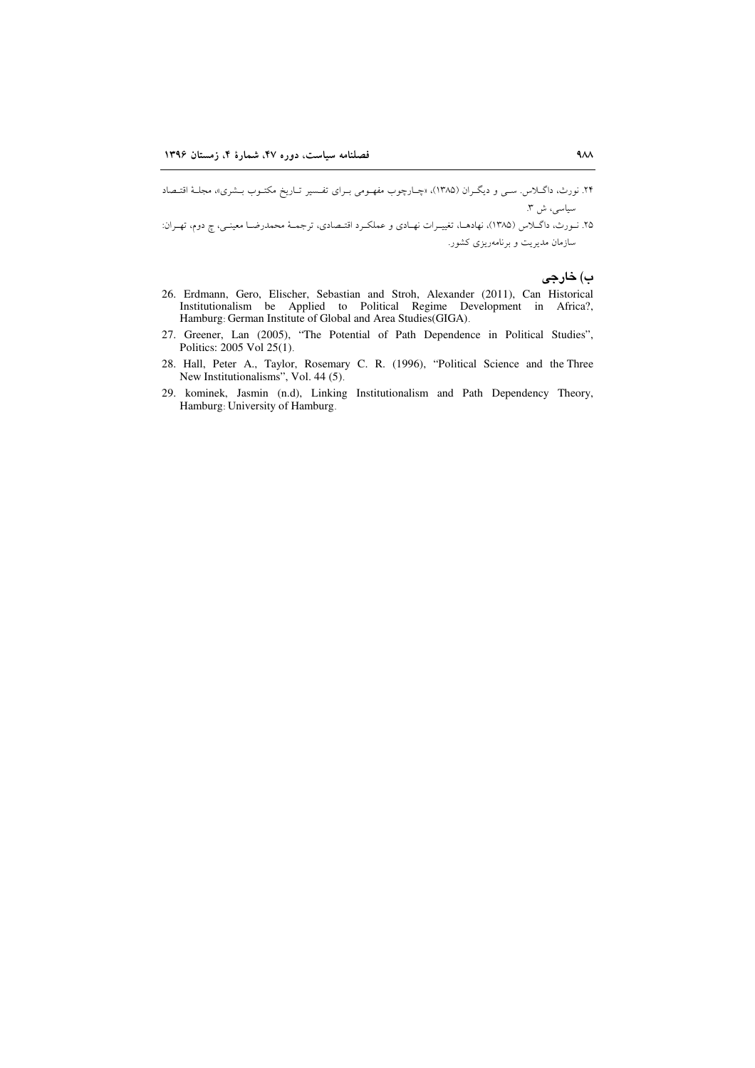۲۴. نورث، داگلاس. سی و دیگران (۱۳۸۵)، «چارچوب مفهومی برای تفسیر تاریخ مکتوب بشری»، مجلهٔ اقتصاد سیاسی، ش ۳.

۲۵. نورث، داگلاس (۱۳۸۵)، نهادها، تغییرات نهادی و عملکرد اقتصادی، ترجمهٔ محمدرضا معینی، چ دوم، تهران: سازمان مدیریت و برنامه‌ریزی کشور.

## ب) خارجی

26. Erdmann, Gero, Elischer, Sebastian and Stroh, Alexander (2011), Can Historical Institutionalism be Applied to Political Regime Development in Africa?, Hamburg: German Institute of Global and Area Studies(GIGA).

27. Greener, Lan (2005), "The Potential of Path Dependence in Political Studies", Politics: 2005 Vol 25(1).

28. Hall, Peter A., Taylor, Rosemary C. R. (1996), "Political Science and the Three New Institutionalisms", Vol. 44 (5).

29. kominek, Jasmin (n.d), Linking Institutionalism and Path Dependency Theory, Hamburg: University of Hamburg.